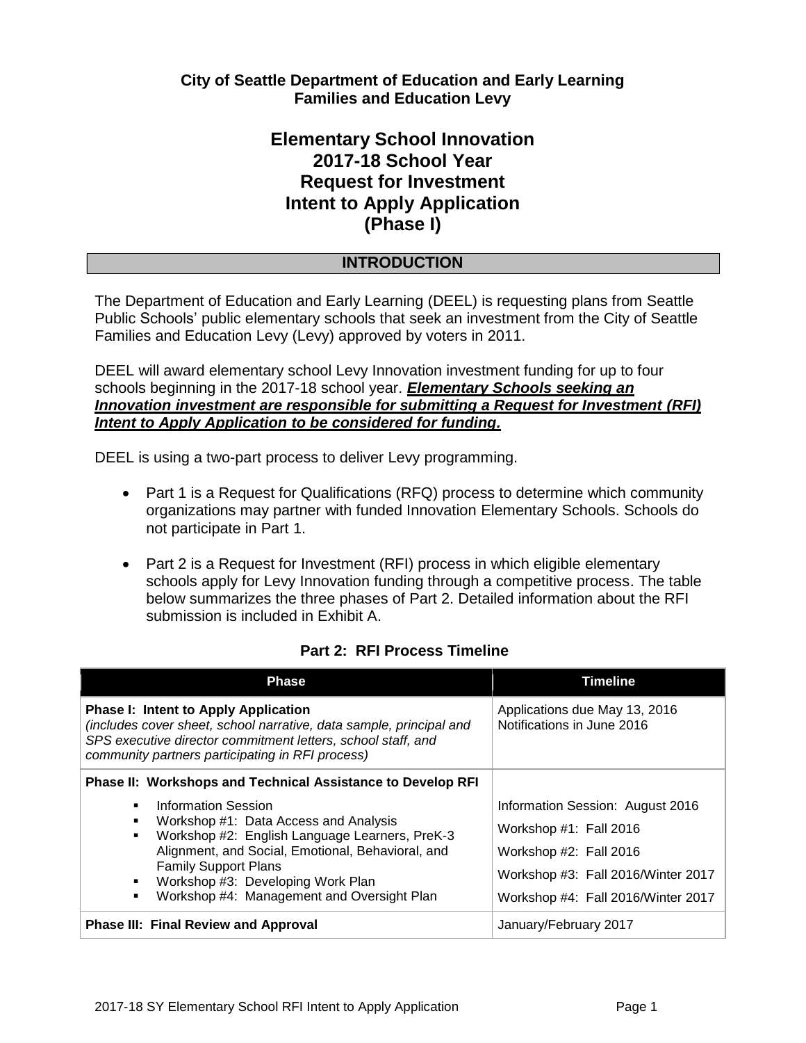**City of Seattle Department of Education and Early Learning**
**Families and Education Levy**

# Elementary School Innovation 2017-18 School Year Request for Investment Intent to Apply Application (Phase I)

## INTRODUCTION

The Department of Education and Early Learning (DEEL) is requesting plans from Seattle Public Schools' public elementary schools that seek an investment from the City of Seattle Families and Education Levy (Levy) approved by voters in 2011.

DEEL will award elementary school Levy Innovation investment funding for up to four schools beginning in the 2017-18 school year. ***Elementary Schools seeking an Innovation investment are responsible for submitting a Request for Investment (RFI) Intent to Apply Application to be considered for funding.***

DEEL is using a two-part process to deliver Levy programming.

- Part 1 is a Request for Qualifications (RFQ) process to determine which community organizations may partner with funded Innovation Elementary Schools. Schools do not participate in Part 1.
- Part 2 is a Request for Investment (RFI) process in which eligible elementary schools apply for Levy Innovation funding through a competitive process. The table below summarizes the three phases of Part 2. Detailed information about the RFI submission is included in Exhibit A.

**Part 2: RFI Process Timeline**

| Phase | Timeline |
|---|---|
| **Phase I: Intent to Apply Application**<br>*(includes cover sheet, school narrative, data sample, principal and SPS executive director commitment letters, school staff, and community partners participating in RFI process)* | Applications due May 13, 2016<br>Notifications in June 2016 |
| **Phase II: Workshops and Technical Assistance to Develop RFI**<br>▪ Information Session<br>▪ Workshop #1: Data Access and Analysis<br>▪ Workshop #2: English Language Learners, PreK-3 Alignment, and Social, Emotional, Behavioral, and Family Support Plans<br>▪ Workshop #3: Developing Work Plan<br>▪ Workshop #4: Management and Oversight Plan | Information Session: August 2016<br>Workshop #1: Fall 2016<br>Workshop #2: Fall 2016<br>Workshop #3: Fall 2016/Winter 2017<br>Workshop #4: Fall 2016/Winter 2017 |
| **Phase III: Final Review and Approval** | January/February 2017 |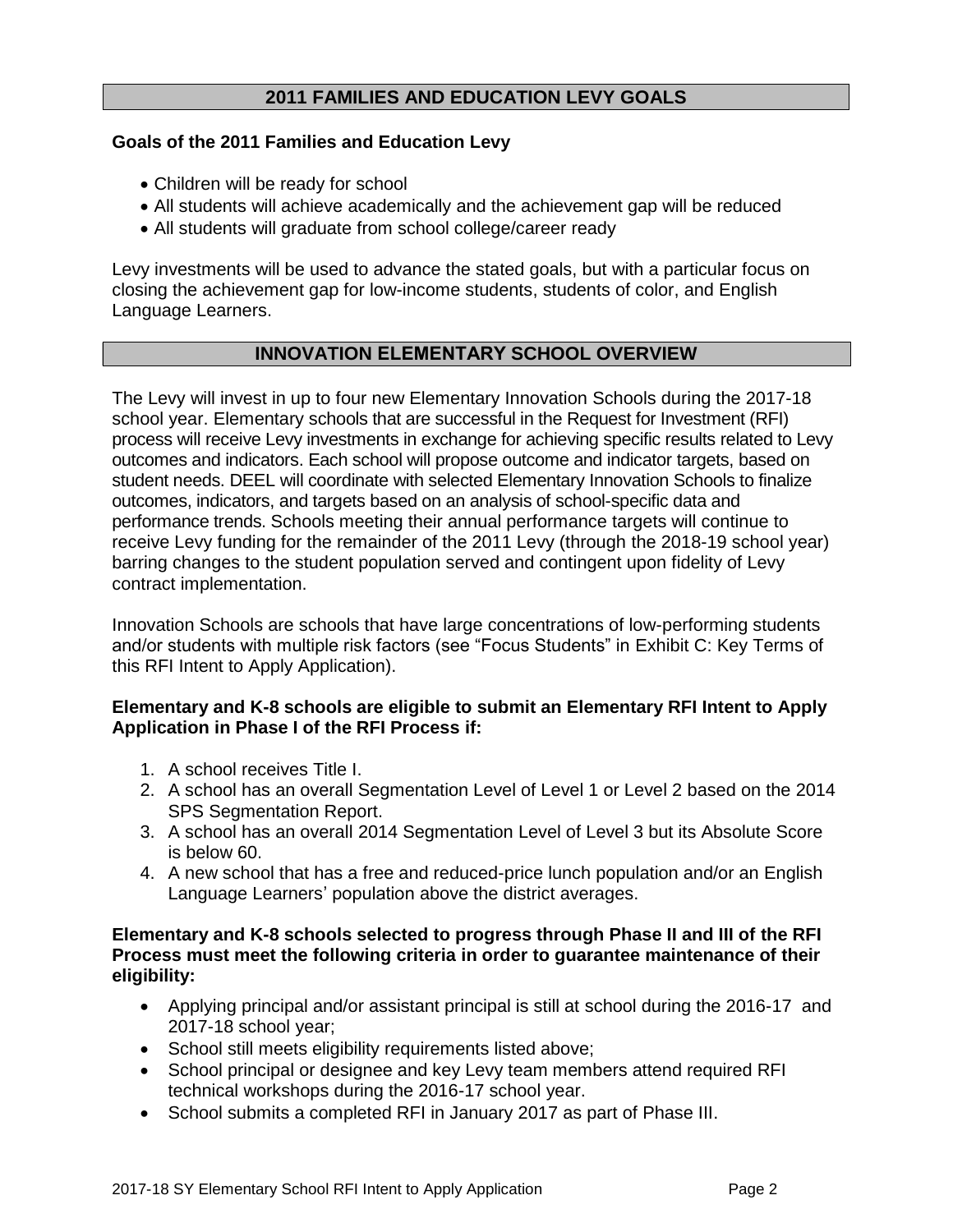## 2011 FAMILIES AND EDUCATION LEVY GOALS

**Goals of the 2011 Families and Education Levy**

- Children will be ready for school
- All students will achieve academically and the achievement gap will be reduced
- All students will graduate from school college/career ready

Levy investments will be used to advance the stated goals, but with a particular focus on closing the achievement gap for low-income students, students of color, and English Language Learners.

## INNOVATION ELEMENTARY SCHOOL OVERVIEW

The Levy will invest in up to four new Elementary Innovation Schools during the 2017-18 school year. Elementary schools that are successful in the Request for Investment (RFI) process will receive Levy investments in exchange for achieving specific results related to Levy outcomes and indicators. Each school will propose outcome and indicator targets, based on student needs. DEEL will coordinate with selected Elementary Innovation Schools to finalize outcomes, indicators, and targets based on an analysis of school-specific data and performance trends. Schools meeting their annual performance targets will continue to receive Levy funding for the remainder of the 2011 Levy (through the 2018-19 school year) barring changes to the student population served and contingent upon fidelity of Levy contract implementation.

Innovation Schools are schools that have large concentrations of low-performing students and/or students with multiple risk factors (see "Focus Students" in Exhibit C: Key Terms of this RFI Intent to Apply Application).

**Elementary and K-8 schools are eligible to submit an Elementary RFI Intent to Apply Application in Phase I of the RFI Process if:**

1. A school receives Title I.
2. A school has an overall Segmentation Level of Level 1 or Level 2 based on the 2014 SPS Segmentation Report.
3. A school has an overall 2014 Segmentation Level of Level 3 but its Absolute Score is below 60.
4. A new school that has a free and reduced-price lunch population and/or an English Language Learners' population above the district averages.

**Elementary and K-8 schools selected to progress through Phase II and III of the RFI Process must meet the following criteria in order to guarantee maintenance of their eligibility:**

- Applying principal and/or assistant principal is still at school during the 2016-17 and 2017-18 school year;
- School still meets eligibility requirements listed above;
- School principal or designee and key Levy team members attend required RFI technical workshops during the 2016-17 school year.
- School submits a completed RFI in January 2017 as part of Phase III.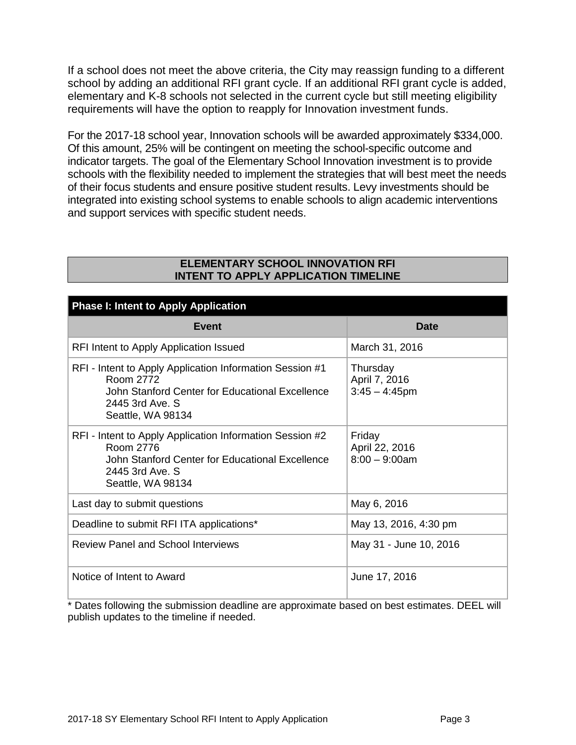If a school does not meet the above criteria, the City may reassign funding to a different school by adding an additional RFI grant cycle. If an additional RFI grant cycle is added, elementary and K-8 schools not selected in the current cycle but still meeting eligibility requirements will have the option to reapply for Innovation investment funds.

For the 2017-18 school year, Innovation schools will be awarded approximately $334,000. Of this amount, 25% will be contingent on meeting the school-specific outcome and indicator targets. The goal of the Elementary School Innovation investment is to provide schools with the flexibility needed to implement the strategies that will best meet the needs of their focus students and ensure positive student results. Levy investments should be integrated into existing school systems to enable schools to align academic interventions and support services with specific student needs.

## ELEMENTARY SCHOOL INNOVATION RFI INTENT TO APPLY APPLICATION TIMELINE

| **Phase I: Intent to Apply Application** | |
|---|---|
| **Event** | **Date** |
| RFI Intent to Apply Application Issued | March 31, 2016 |
| RFI - Intent to Apply Application Information Session #1<br>Room 2772<br>John Stanford Center for Educational Excellence<br>2445 3rd Ave. S<br>Seattle, WA 98134 | Thursday<br>April 7, 2016<br>3:45 – 4:45pm |
| RFI - Intent to Apply Application Information Session #2<br>Room 2776<br>John Stanford Center for Educational Excellence<br>2445 3rd Ave. S<br>Seattle, WA 98134 | Friday<br>April 22, 2016<br>8:00 – 9:00am |
| Last day to submit questions | May 6, 2016 |
| Deadline to submit RFI ITA applications* | May 13, 2016, 4:30 pm |
| Review Panel and School Interviews | May 31 - June 10, 2016 |
| Notice of Intent to Award | June 17, 2016 |

* Dates following the submission deadline are approximate based on best estimates. DEEL will publish updates to the timeline if needed.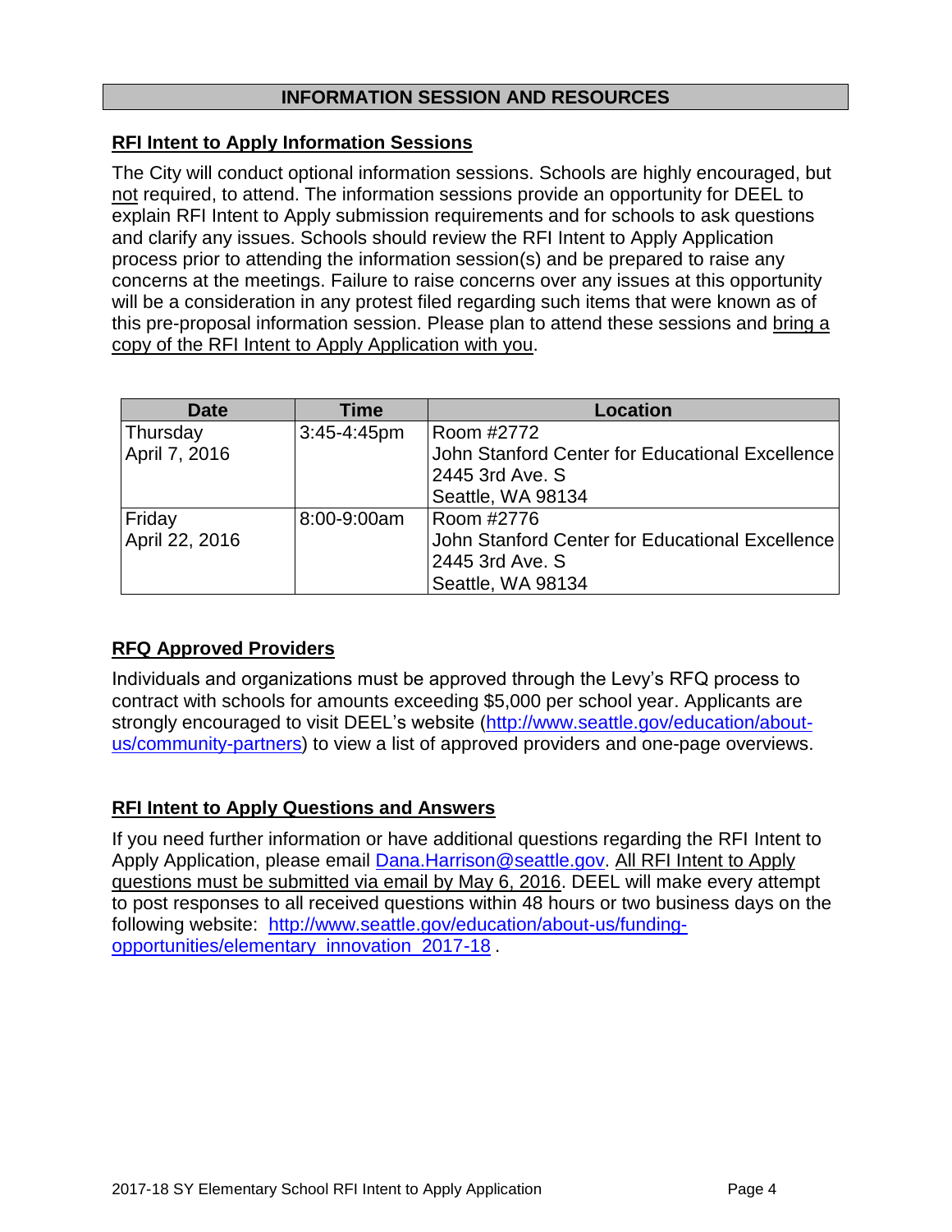## INFORMATION SESSION AND RESOURCES

### RFI Intent to Apply Information Sessions

The City will conduct optional information sessions. Schools are highly encouraged, but not required, to attend. The information sessions provide an opportunity for DEEL to explain RFI Intent to Apply submission requirements and for schools to ask questions and clarify any issues. Schools should review the RFI Intent to Apply Application process prior to attending the information session(s) and be prepared to raise any concerns at the meetings. Failure to raise concerns over any issues at this opportunity will be a consideration in any protest filed regarding such items that were known as of this pre-proposal information session. Please plan to attend these sessions and bring a copy of the RFI Intent to Apply Application with you.

| Date | Time | Location |
|---|---|---|
| Thursday April 7, 2016 | 3:45-4:45pm | Room #2772 John Stanford Center for Educational Excellence 2445 3rd Ave. S Seattle, WA 98134 |
| Friday April 22, 2016 | 8:00-9:00am | Room #2776 John Stanford Center for Educational Excellence 2445 3rd Ave. S Seattle, WA 98134 |

### RFQ Approved Providers

Individuals and organizations must be approved through the Levy's RFQ process to contract with schools for amounts exceeding $5,000 per school year. Applicants are strongly encouraged to visit DEEL's website (http://www.seattle.gov/education/about-us/community-partners) to view a list of approved providers and one-page overviews.

### RFI Intent to Apply Questions and Answers

If you need further information or have additional questions regarding the RFI Intent to Apply Application, please email Dana.Harrison@seattle.gov. All RFI Intent to Apply questions must be submitted via email by May 6, 2016. DEEL will make every attempt to post responses to all received questions within 48 hours or two business days on the following website: http://www.seattle.gov/education/about-us/funding-opportunities/elementary_innovation_2017-18 .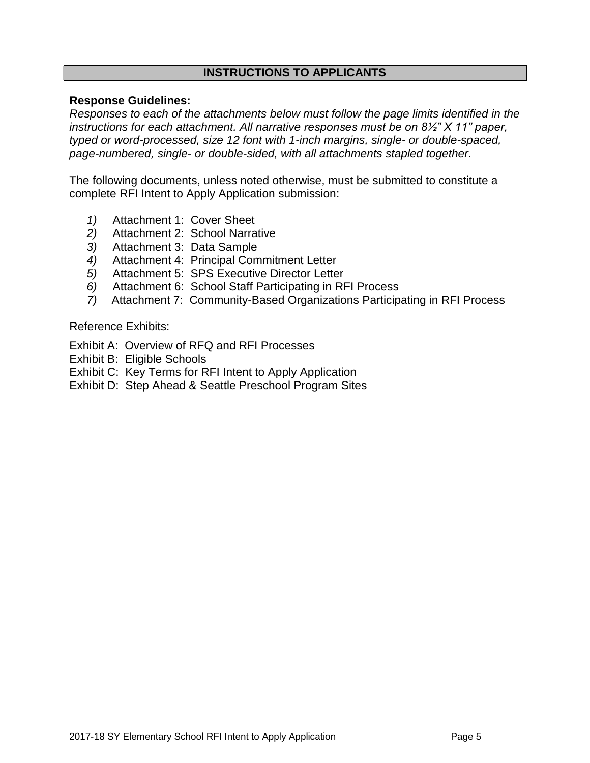## INSTRUCTIONS TO APPLICANTS

**Response Guidelines:**
*Responses to each of the attachments below must follow the page limits identified in the instructions for each attachment. All narrative responses must be on 8½" X 11" paper, typed or word-processed, size 12 font with 1-inch margins, single- or double-spaced, page-numbered, single- or double-sided, with all attachments stapled together.*

The following documents, unless noted otherwise, must be submitted to constitute a complete RFI Intent to Apply Application submission:

1) Attachment 1: Cover Sheet
2) Attachment 2: School Narrative
3) Attachment 3: Data Sample
4) Attachment 4: Principal Commitment Letter
5) Attachment 5: SPS Executive Director Letter
6) Attachment 6: School Staff Participating in RFI Process
7) Attachment 7: Community-Based Organizations Participating in RFI Process

Reference Exhibits:

Exhibit A: Overview of RFQ and RFI Processes
Exhibit B: Eligible Schools
Exhibit C: Key Terms for RFI Intent to Apply Application
Exhibit D: Step Ahead & Seattle Preschool Program Sites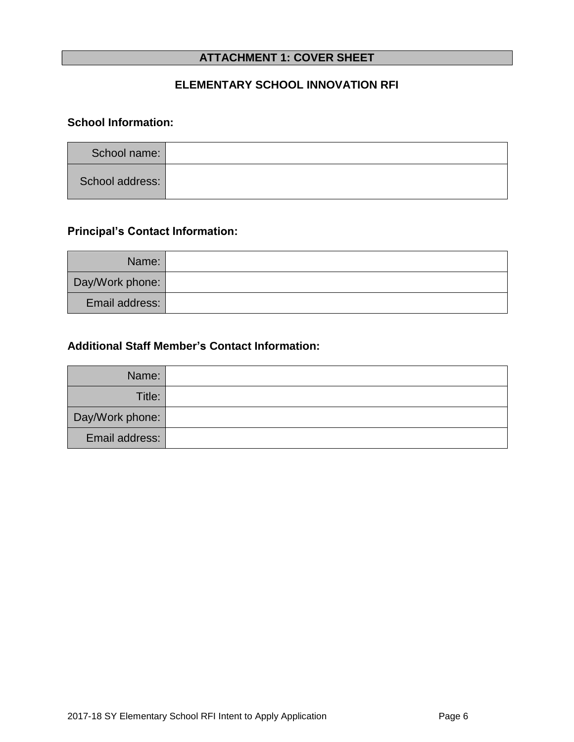## ATTACHMENT 1: COVER SHEET

### ELEMENTARY SCHOOL INNOVATION RFI

**School Information:**

| | |
|---|---|
| School name: | |
| School address: | |

**Principal's Contact Information:**

| | |
|---|---|
| Name: | |
| Day/Work phone: | |
| Email address: | |

**Additional Staff Member's Contact Information:**

| | |
|---|---|
| Name: | |
| Title: | |
| Day/Work phone: | |
| Email address: | |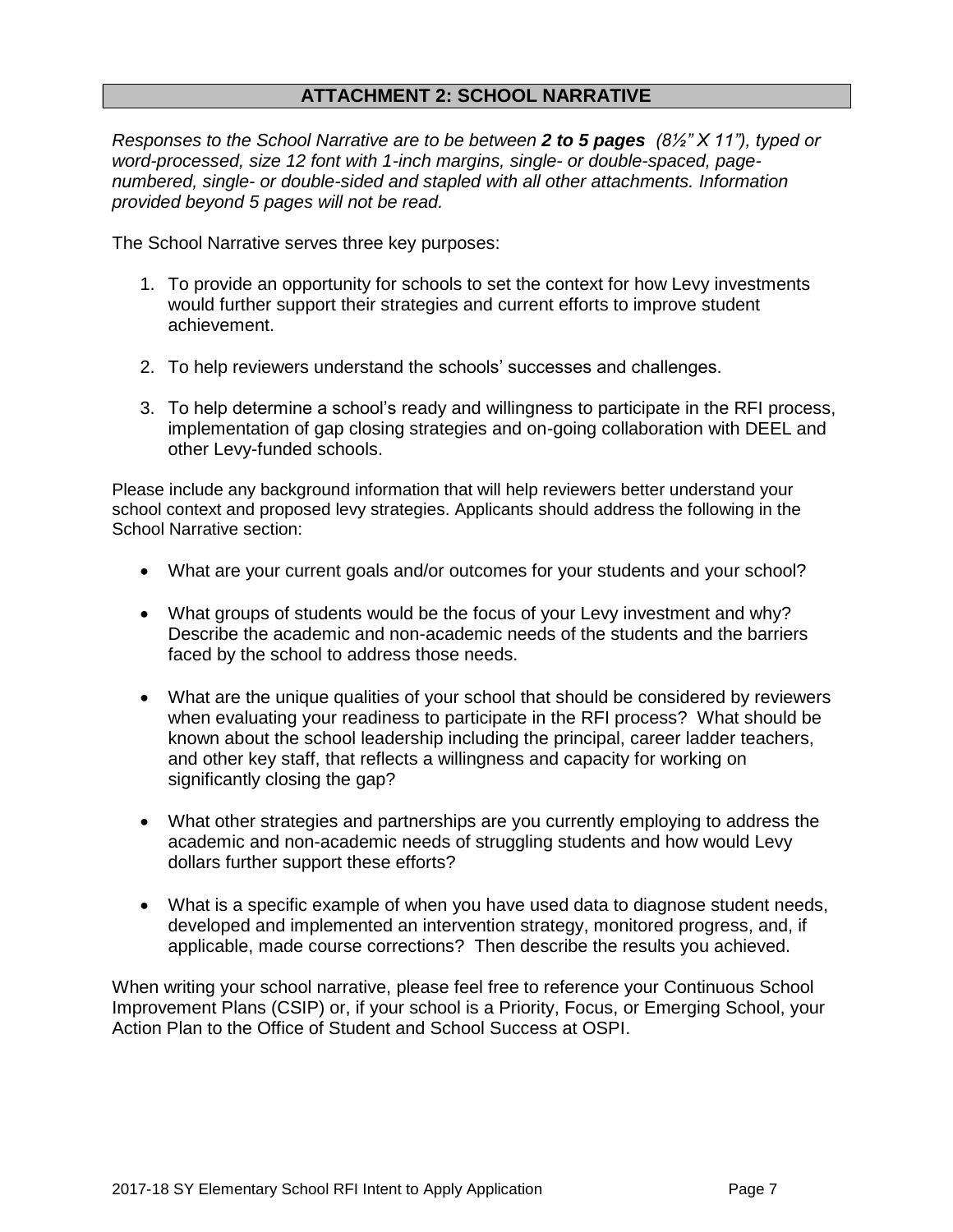## ATTACHMENT 2: SCHOOL NARRATIVE

*Responses to the School Narrative are to be between **2 to 5 pages** (8½" X 11"), typed or word-processed, size 12 font with 1-inch margins, single- or double-spaced, page-numbered, single- or double-sided and stapled with all other attachments. Information provided beyond 5 pages will not be read.*

The School Narrative serves three key purposes:

1. To provide an opportunity for schools to set the context for how Levy investments would further support their strategies and current efforts to improve student achievement.

2. To help reviewers understand the schools' successes and challenges.

3. To help determine a school's ready and willingness to participate in the RFI process, implementation of gap closing strategies and on-going collaboration with DEEL and other Levy-funded schools.

Please include any background information that will help reviewers better understand your school context and proposed levy strategies. Applicants should address the following in the School Narrative section:

- What are your current goals and/or outcomes for your students and your school?

- What groups of students would be the focus of your Levy investment and why? Describe the academic and non-academic needs of the students and the barriers faced by the school to address those needs.

- What are the unique qualities of your school that should be considered by reviewers when evaluating your readiness to participate in the RFI process? What should be known about the school leadership including the principal, career ladder teachers, and other key staff, that reflects a willingness and capacity for working on significantly closing the gap?

- What other strategies and partnerships are you currently employing to address the academic and non-academic needs of struggling students and how would Levy dollars further support these efforts?

- What is a specific example of when you have used data to diagnose student needs, developed and implemented an intervention strategy, monitored progress, and, if applicable, made course corrections? Then describe the results you achieved.

When writing your school narrative, please feel free to reference your Continuous School Improvement Plans (CSIP) or, if your school is a Priority, Focus, or Emerging School, your Action Plan to the Office of Student and School Success at OSPI.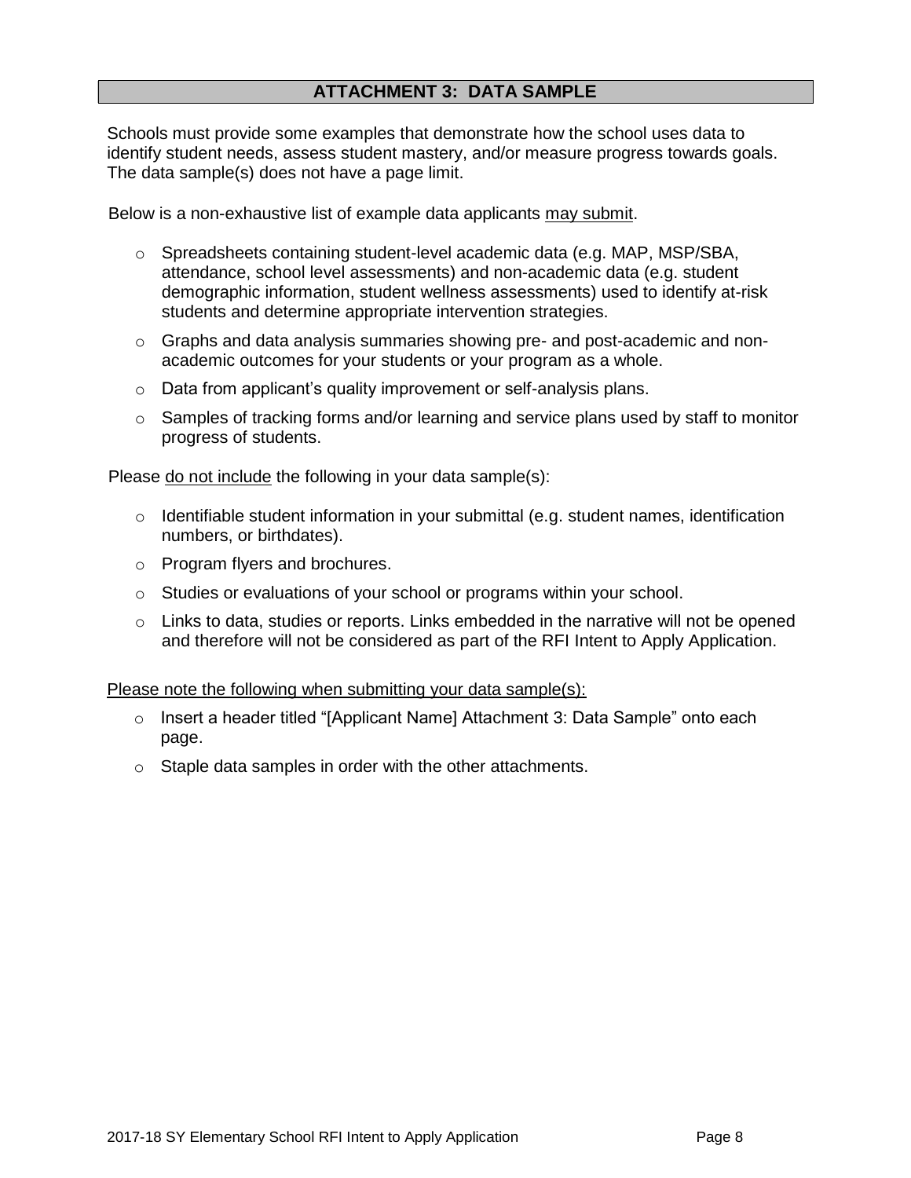## ATTACHMENT 3: DATA SAMPLE

Schools must provide some examples that demonstrate how the school uses data to identify student needs, assess student mastery, and/or measure progress towards goals. The data sample(s) does not have a page limit.

Below is a non-exhaustive list of example data applicants may submit.

- Spreadsheets containing student-level academic data (e.g. MAP, MSP/SBA, attendance, school level assessments) and non-academic data (e.g. student demographic information, student wellness assessments) used to identify at-risk students and determine appropriate intervention strategies.
- Graphs and data analysis summaries showing pre- and post-academic and non-academic outcomes for your students or your program as a whole.
- Data from applicant's quality improvement or self-analysis plans.
- Samples of tracking forms and/or learning and service plans used by staff to monitor progress of students.

Please do not include the following in your data sample(s):

- Identifiable student information in your submittal (e.g. student names, identification numbers, or birthdates).
- Program flyers and brochures.
- Studies or evaluations of your school or programs within your school.
- Links to data, studies or reports. Links embedded in the narrative will not be opened and therefore will not be considered as part of the RFI Intent to Apply Application.

Please note the following when submitting your data sample(s):

- Insert a header titled "[Applicant Name] Attachment 3: Data Sample" onto each page.
- Staple data samples in order with the other attachments.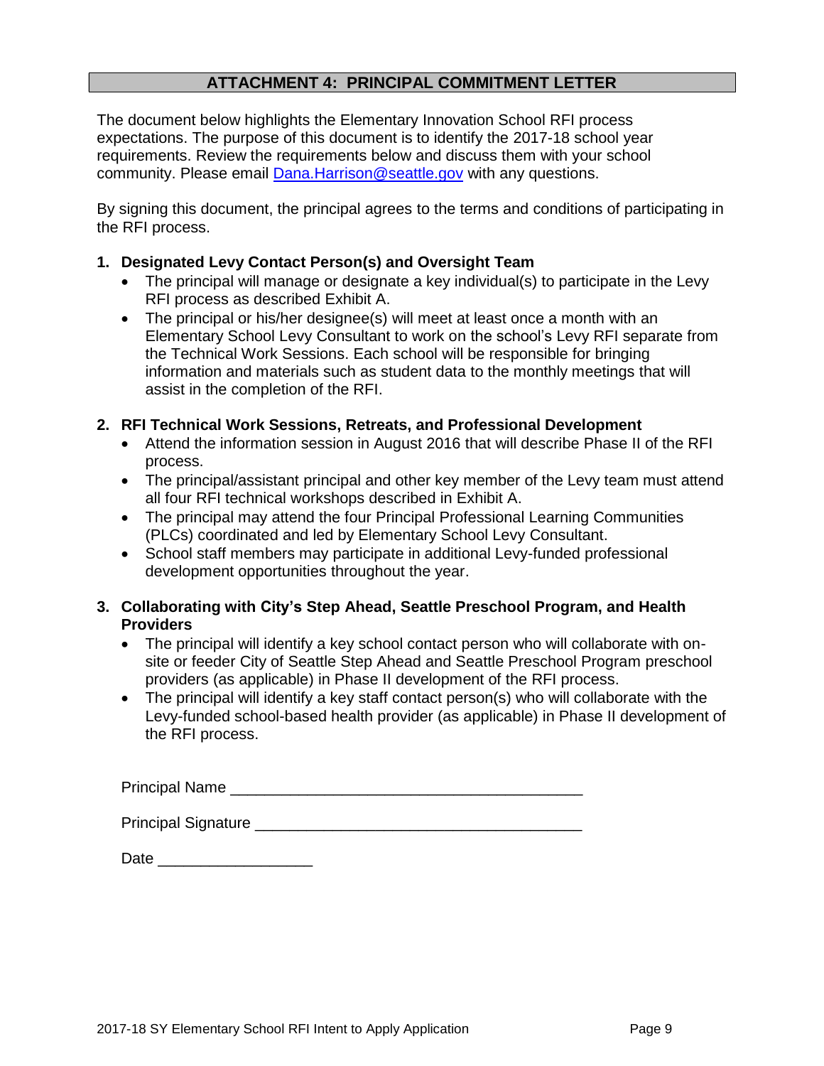## ATTACHMENT 4: PRINCIPAL COMMITMENT LETTER

The document below highlights the Elementary Innovation School RFI process expectations. The purpose of this document is to identify the 2017-18 school year requirements. Review the requirements below and discuss them with your school community. Please email [Dana.Harrison@seattle.gov](mailto:Dana.Harrison@seattle.gov) with any questions.

By signing this document, the principal agrees to the terms and conditions of participating in the RFI process.

**1. Designated Levy Contact Person(s) and Oversight Team**

- The principal will manage or designate a key individual(s) to participate in the Levy RFI process as described Exhibit A.
- The principal or his/her designee(s) will meet at least once a month with an Elementary School Levy Consultant to work on the school's Levy RFI separate from the Technical Work Sessions. Each school will be responsible for bringing information and materials such as student data to the monthly meetings that will assist in the completion of the RFI.

**2. RFI Technical Work Sessions, Retreats, and Professional Development**

- Attend the information session in August 2016 that will describe Phase II of the RFI process.
- The principal/assistant principal and other key member of the Levy team must attend all four RFI technical workshops described in Exhibit A.
- The principal may attend the four Principal Professional Learning Communities (PLCs) coordinated and led by Elementary School Levy Consultant.
- School staff members may participate in additional Levy-funded professional development opportunities throughout the year.

**3. Collaborating with City's Step Ahead, Seattle Preschool Program, and Health Providers**

- The principal will identify a key school contact person who will collaborate with on-site or feeder City of Seattle Step Ahead and Seattle Preschool Program preschool providers (as applicable) in Phase II development of the RFI process.
- The principal will identify a key staff contact person(s) who will collaborate with the Levy-funded school-based health provider (as applicable) in Phase II development of the RFI process.

Principal Name ________________________________________

Principal Signature ______________________________________

Date __________________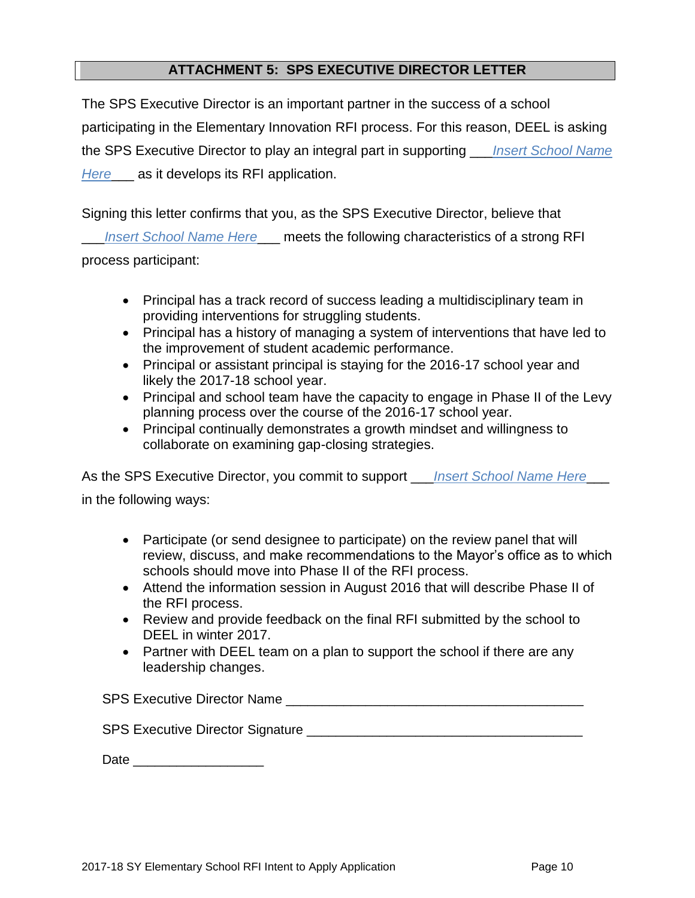## ATTACHMENT 5: SPS EXECUTIVE DIRECTOR LETTER

The SPS Executive Director is an important partner in the success of a school participating in the Elementary Innovation RFI process. For this reason, DEEL is asking the SPS Executive Director to play an integral part in supporting ___*Insert School Name Here*___ as it develops its RFI application.

Signing this letter confirms that you, as the SPS Executive Director, believe that ___*Insert School Name Here*___ meets the following characteristics of a strong RFI process participant:

- Principal has a track record of success leading a multidisciplinary team in providing interventions for struggling students.
- Principal has a history of managing a system of interventions that have led to the improvement of student academic performance.
- Principal or assistant principal is staying for the 2016-17 school year and likely the 2017-18 school year.
- Principal and school team have the capacity to engage in Phase II of the Levy planning process over the course of the 2016-17 school year.
- Principal continually demonstrates a growth mindset and willingness to collaborate on examining gap-closing strategies.

As the SPS Executive Director, you commit to support ___*Insert School Name Here*___ in the following ways:

- Participate (or send designee to participate) on the review panel that will review, discuss, and make recommendations to the Mayor's office as to which schools should move into Phase II of the RFI process.
- Attend the information session in August 2016 that will describe Phase II of the RFI process.
- Review and provide feedback on the final RFI submitted by the school to DEEL in winter 2017.
- Partner with DEEL team on a plan to support the school if there are any leadership changes.

SPS Executive Director Name ________________________________________

SPS Executive Director Signature ______________________________________

Date __________________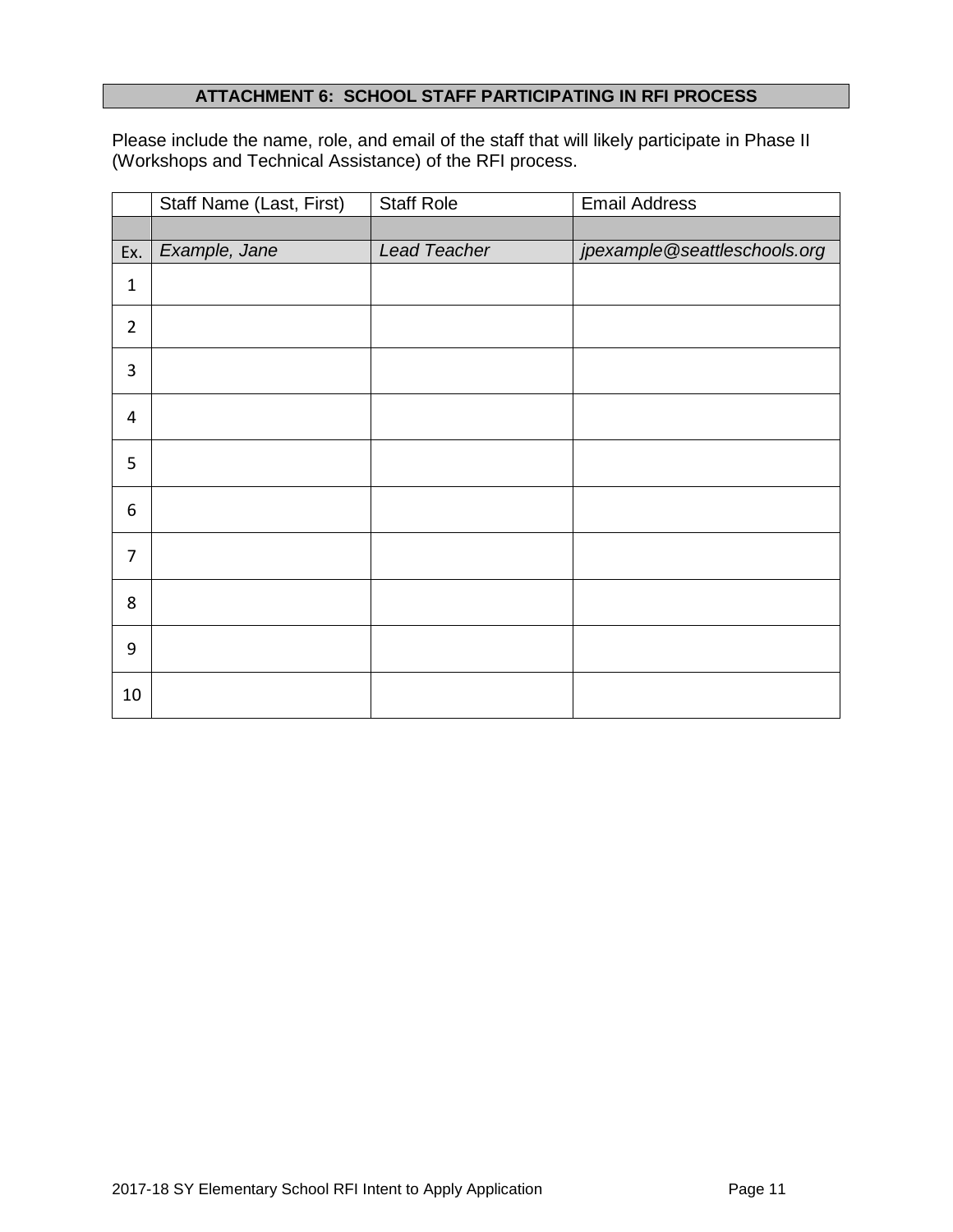## ATTACHMENT 6: SCHOOL STAFF PARTICIPATING IN RFI PROCESS

Please include the name, role, and email of the staff that will likely participate in Phase II (Workshops and Technical Assistance) of the RFI process.

| | Staff Name (Last, First) | Staff Role | Email Address |
|---|---|---|---|
| | | | |
| Ex. | *Example, Jane* | *Lead Teacher* | *jpexample@seattleschools.org* |
| 1 | | | |
| 2 | | | |
| 3 | | | |
| 4 | | | |
| 5 | | | |
| 6 | | | |
| 7 | | | |
| 8 | | | |
| 9 | | | |
| 10 | | | |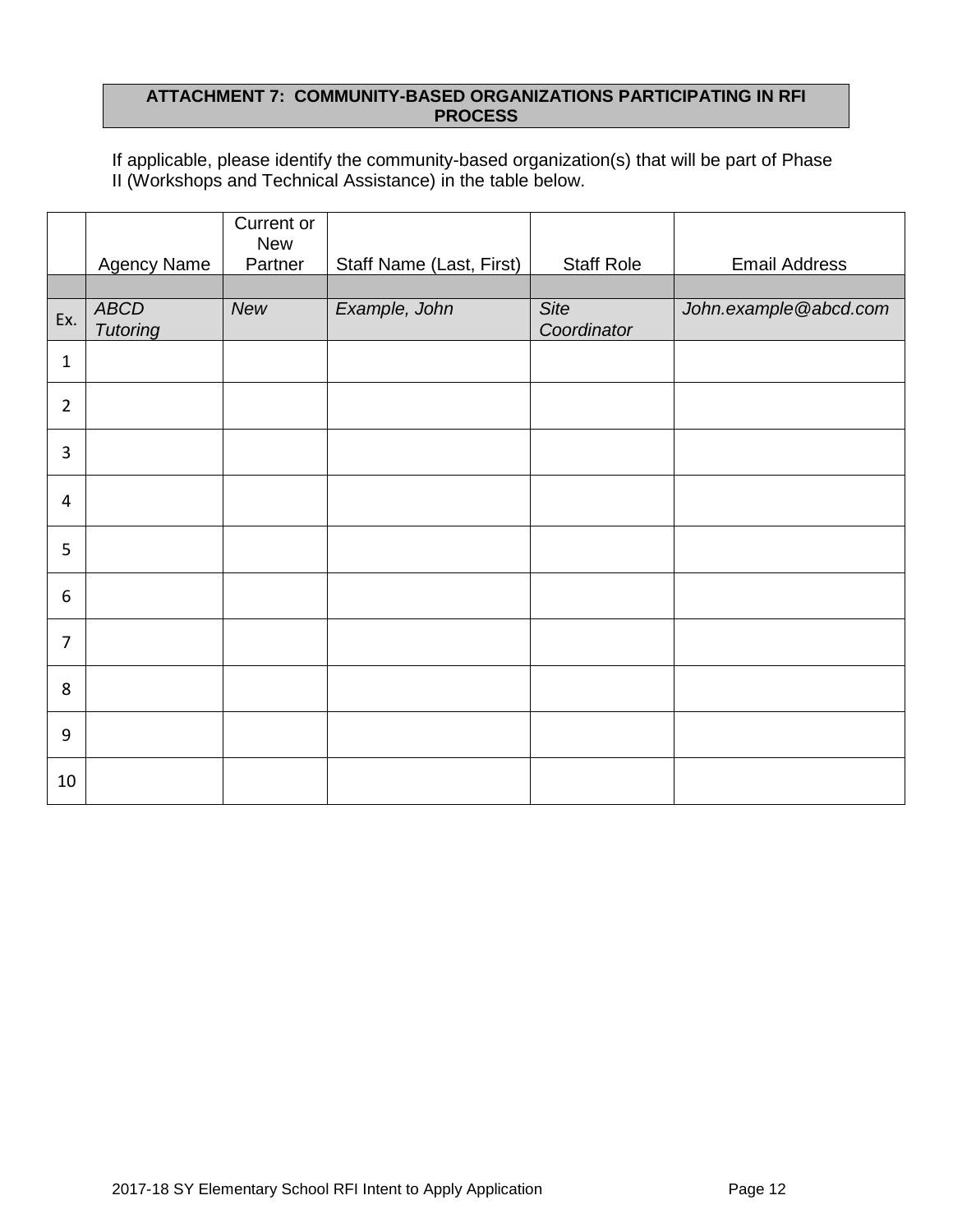**ATTACHMENT 7: COMMUNITY-BASED ORGANIZATIONS PARTICIPATING IN RFI PROCESS**

If applicable, please identify the community-based organization(s) that will be part of Phase II (Workshops and Technical Assistance) in the table below.

| | Agency Name | Current or New Partner | Staff Name (Last, First) | Staff Role | Email Address |
|---|---|---|---|---|---|
| | | | | | |
| Ex. | *ABCD Tutoring* | *New* | *Example, John* | *Site Coordinator* | *John.example@abcd.com* |
| 1 | | | | | |
| 2 | | | | | |
| 3 | | | | | |
| 4 | | | | | |
| 5 | | | | | |
| 6 | | | | | |
| 7 | | | | | |
| 8 | | | | | |
| 9 | | | | | |
| 10 | | | | | |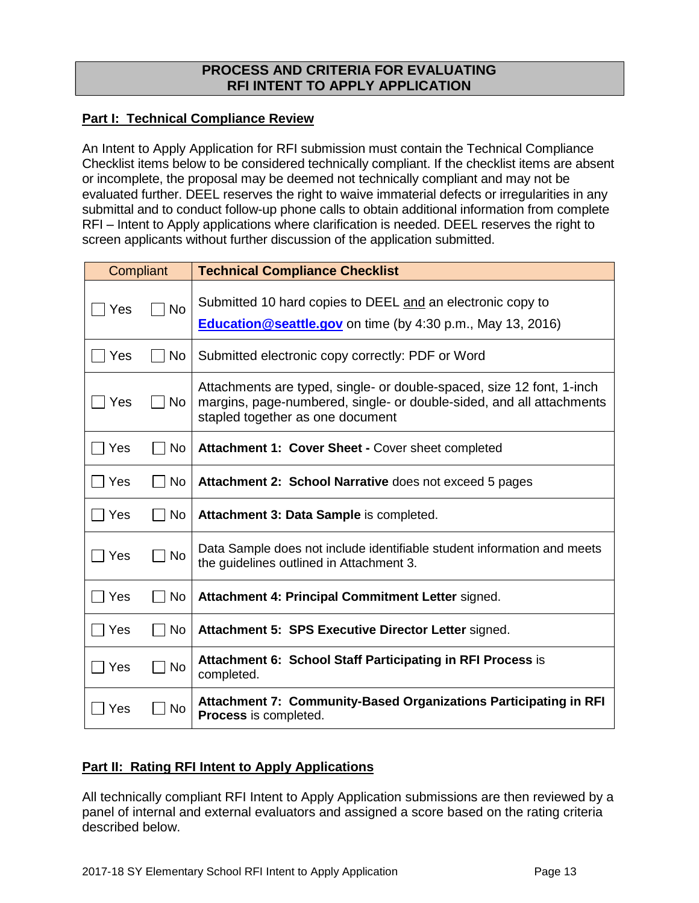## PROCESS AND CRITERIA FOR EVALUATING RFI INTENT TO APPLY APPLICATION

**Part I: Technical Compliance Review**

An Intent to Apply Application for RFI submission must contain the Technical Compliance Checklist items below to be considered technically compliant. If the checklist items are absent or incomplete, the proposal may be deemed not technically compliant and may not be evaluated further. DEEL reserves the right to waive immaterial defects or irregularities in any submittal and to conduct follow-up phone calls to obtain additional information from complete RFI – Intent to Apply applications where clarification is needed. DEEL reserves the right to screen applicants without further discussion of the application submitted.

| Compliant | Technical Compliance Checklist |
|---|---|
| ☐ Yes ☐ No | Submitted 10 hard copies to DEEL and an electronic copy to **Education@seattle.gov** on time (by 4:30 p.m., May 13, 2016) |
| ☐ Yes ☐ No | Submitted electronic copy correctly: PDF or Word |
| ☐ Yes ☐ No | Attachments are typed, single- or double-spaced, size 12 font, 1-inch margins, page-numbered, single- or double-sided, and all attachments stapled together as one document |
| ☐ Yes ☐ No | **Attachment 1: Cover Sheet -** Cover sheet completed |
| ☐ Yes ☐ No | **Attachment 2: School Narrative** does not exceed 5 pages |
| ☐ Yes ☐ No | **Attachment 3: Data Sample** is completed. |
| ☐ Yes ☐ No | Data Sample does not include identifiable student information and meets the guidelines outlined in Attachment 3. |
| ☐ Yes ☐ No | **Attachment 4: Principal Commitment Letter** signed. |
| ☐ Yes ☐ No | **Attachment 5: SPS Executive Director Letter** signed. |
| ☐ Yes ☐ No | **Attachment 6: School Staff Participating in RFI Process** is completed. |
| ☐ Yes ☐ No | **Attachment 7: Community-Based Organizations Participating in RFI Process** is completed. |

**Part II: Rating RFI Intent to Apply Applications**

All technically compliant RFI Intent to Apply Application submissions are then reviewed by a panel of internal and external evaluators and assigned a score based on the rating criteria described below.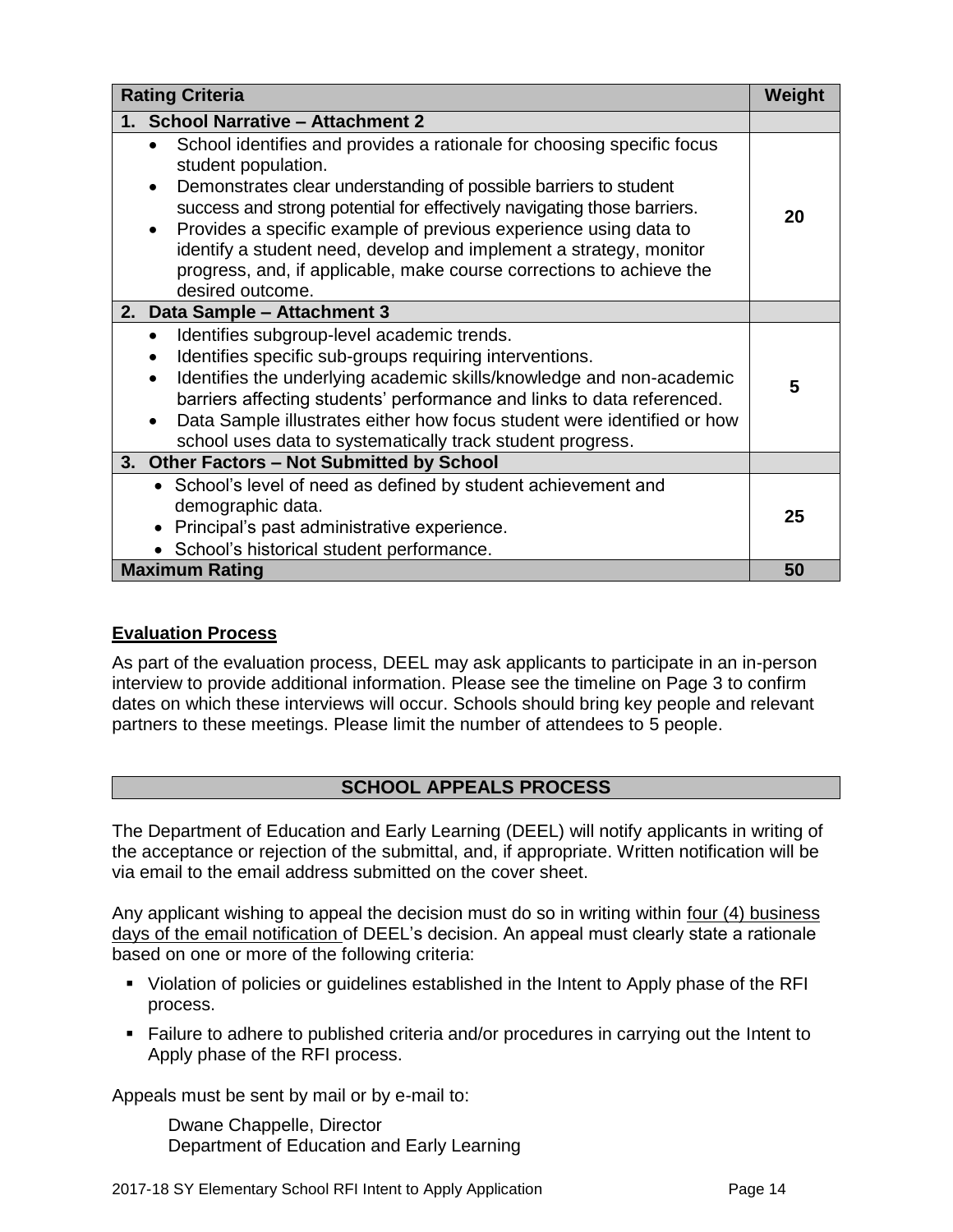| Rating Criteria | Weight |
|---|---|
| **1. School Narrative – Attachment 2** | |
| • School identifies and provides a rationale for choosing specific focus student population.<br>• Demonstrates clear understanding of possible barriers to student success and strong potential for effectively navigating those barriers.<br>• Provides a specific example of previous experience using data to identify a student need, develop and implement a strategy, monitor progress, and, if applicable, make course corrections to achieve the desired outcome. | **20** |
| **2. Data Sample – Attachment 3** | |
| • Identifies subgroup-level academic trends.<br>• Identifies specific sub-groups requiring interventions.<br>• Identifies the underlying academic skills/knowledge and non-academic barriers affecting students' performance and links to data referenced.<br>• Data Sample illustrates either how focus student were identified or how school uses data to systematically track student progress. | **5** |
| **3. Other Factors – Not Submitted by School** | |
| • School's level of need as defined by student achievement and demographic data.<br>• Principal's past administrative experience.<br>• School's historical student performance. | **25** |
| **Maximum Rating** | **50** |

**Evaluation Process**

As part of the evaluation process, DEEL may ask applicants to participate in an in-person interview to provide additional information. Please see the timeline on Page 3 to confirm dates on which these interviews will occur. Schools should bring key people and relevant partners to these meetings. Please limit the number of attendees to 5 people.

## SCHOOL APPEALS PROCESS

The Department of Education and Early Learning (DEEL) will notify applicants in writing of the acceptance or rejection of the submittal, and, if appropriate. Written notification will be via email to the email address submitted on the cover sheet.

Any applicant wishing to appeal the decision must do so in writing within four (4) business days of the email notification of DEEL's decision. An appeal must clearly state a rationale based on one or more of the following criteria:

- Violation of policies or guidelines established in the Intent to Apply phase of the RFI process.
- Failure to adhere to published criteria and/or procedures in carrying out the Intent to Apply phase of the RFI process.

Appeals must be sent by mail or by e-mail to:

Dwane Chappelle, Director
Department of Education and Early Learning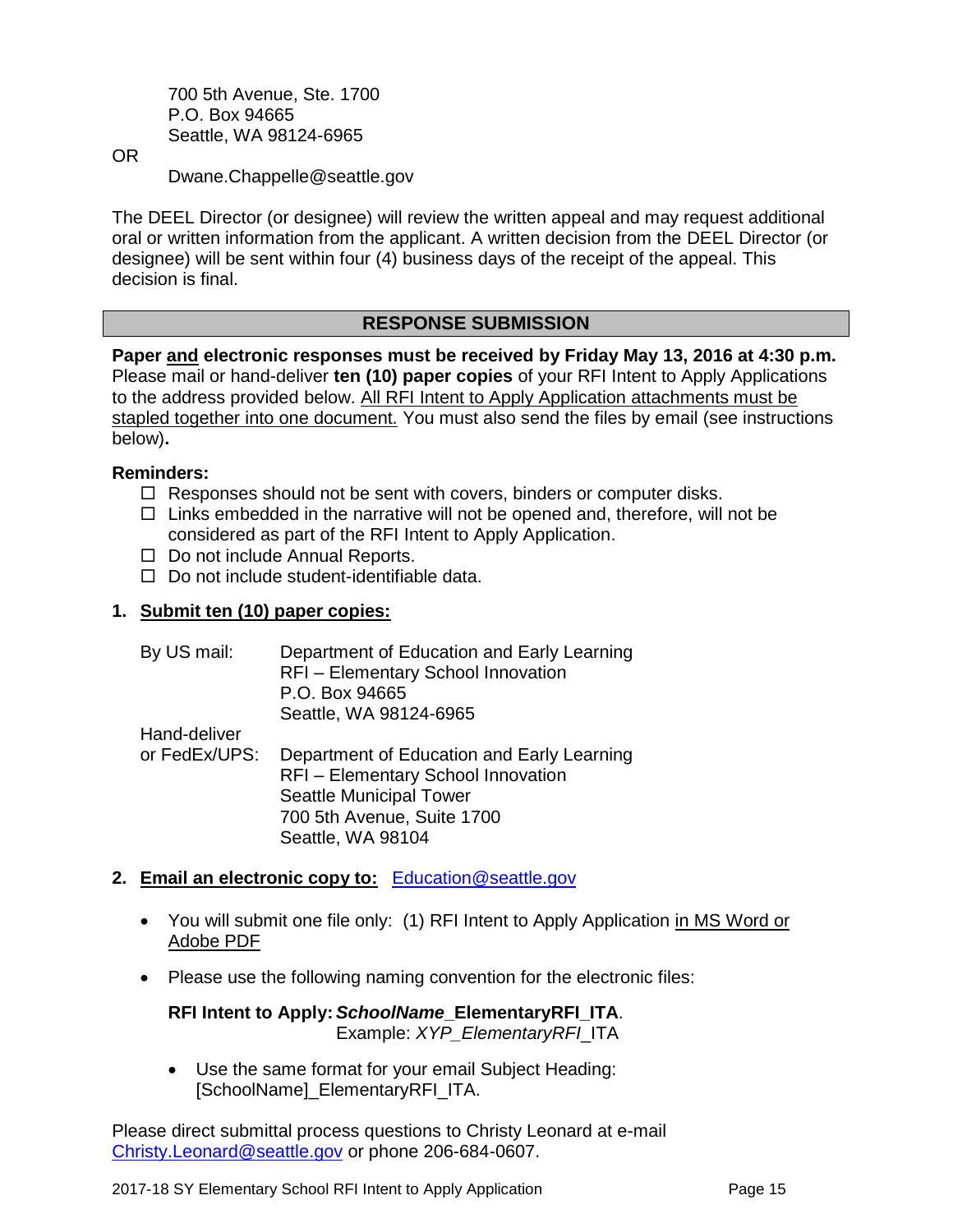700 5th Avenue, Ste. 1700
P.O. Box 94665
Seattle, WA 98124-6965

OR

Dwane.Chappelle@seattle.gov

The DEEL Director (or designee) will review the written appeal and may request additional oral or written information from the applicant. A written decision from the DEEL Director (or designee) will be sent within four (4) business days of the receipt of the appeal. This decision is final.

## RESPONSE SUBMISSION

**Paper and electronic responses must be received by Friday May 13, 2016 at 4:30 p.m.** Please mail or hand-deliver **ten (10) paper copies** of your RFI Intent to Apply Applications to the address provided below. All RFI Intent to Apply Application attachments must be stapled together into one document. You must also send the files by email (see instructions below)**.**

**Reminders:**

- ☐ Responses should not be sent with covers, binders or computer disks.
- ☐ Links embedded in the narrative will not be opened and, therefore, will not be considered as part of the RFI Intent to Apply Application.
- ☐ Do not include Annual Reports.
- ☐ Do not include student-identifiable data.

**1. Submit ten (10) paper copies:**

By US mail:
Department of Education and Early Learning
RFI – Elementary School Innovation
P.O. Box 94665
Seattle, WA 98124-6965

Hand-deliver or FedEx/UPS:
Department of Education and Early Learning
RFI – Elementary School Innovation
Seattle Municipal Tower
700 5th Avenue, Suite 1700
Seattle, WA 98104

**2. Email an electronic copy to:** Education@seattle.gov

- You will submit one file only: (1) RFI Intent to Apply Application in MS Word or Adobe PDF
- Please use the following naming convention for the electronic files:

  **RFI Intent to Apply: *SchoolName*_ElementaryRFI_ITA**.
  Example: *XYP_ElementaryRFI*_ITA

  - Use the same format for your email Subject Heading: [SchoolName]_ElementaryRFI_ITA.

Please direct submittal process questions to Christy Leonard at e-mail Christy.Leonard@seattle.gov or phone 206-684-0607.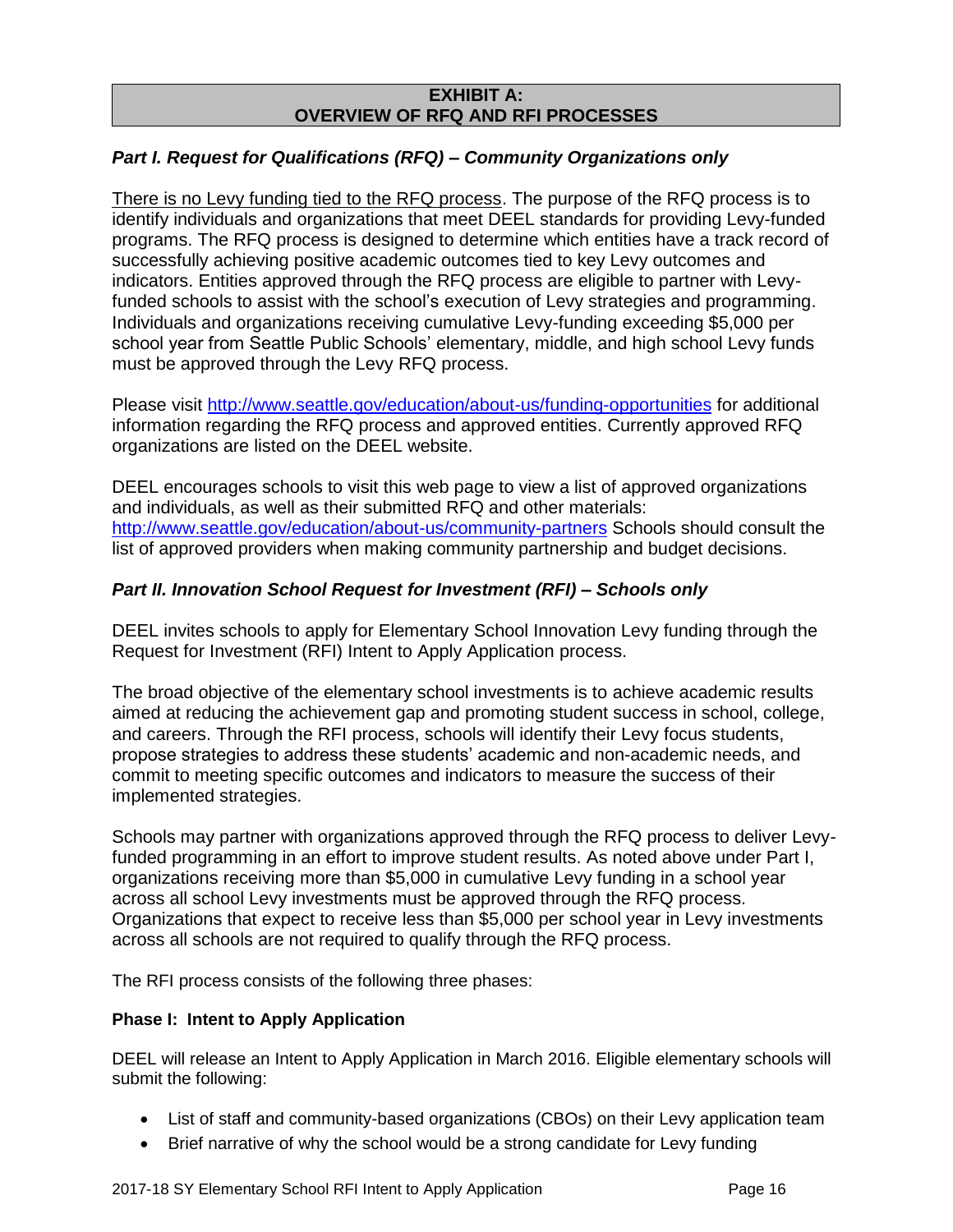## EXHIBIT A:
## OVERVIEW OF RFQ AND RFI PROCESSES

### *Part I. Request for Qualifications (RFQ) – Community Organizations only*

<u>There is no Levy funding tied to the RFQ process</u>. The purpose of the RFQ process is to identify individuals and organizations that meet DEEL standards for providing Levy-funded programs. The RFQ process is designed to determine which entities have a track record of successfully achieving positive academic outcomes tied to key Levy outcomes and indicators. Entities approved through the RFQ process are eligible to partner with Levy-funded schools to assist with the school's execution of Levy strategies and programming. Individuals and organizations receiving cumulative Levy-funding exceeding $5,000 per school year from Seattle Public Schools' elementary, middle, and high school Levy funds must be approved through the Levy RFQ process.

Please visit [http://www.seattle.gov/education/about-us/funding-opportunities](http://www.seattle.gov/education/about-us/funding-opportunities) for additional information regarding the RFQ process and approved entities. Currently approved RFQ organizations are listed on the DEEL website.

DEEL encourages schools to visit this web page to view a list of approved organizations and individuals, as well as their submitted RFQ and other materials: [http://www.seattle.gov/education/about-us/community-partners](http://www.seattle.gov/education/about-us/community-partners) Schools should consult the list of approved providers when making community partnership and budget decisions.

### *Part II. Innovation School Request for Investment (RFI) – Schools only*

DEEL invites schools to apply for Elementary School Innovation Levy funding through the Request for Investment (RFI) Intent to Apply Application process.

The broad objective of the elementary school investments is to achieve academic results aimed at reducing the achievement gap and promoting student success in school, college, and careers. Through the RFI process, schools will identify their Levy focus students, propose strategies to address these students' academic and non-academic needs, and commit to meeting specific outcomes and indicators to measure the success of their implemented strategies.

Schools may partner with organizations approved through the RFQ process to deliver Levy-funded programming in an effort to improve student results. As noted above under Part I, organizations receiving more than $5,000 in cumulative Levy funding in a school year across all school Levy investments must be approved through the RFQ process. Organizations that expect to receive less than $5,000 per school year in Levy investments across all schools are not required to qualify through the RFQ process.

The RFI process consists of the following three phases:

**Phase I: Intent to Apply Application**

DEEL will release an Intent to Apply Application in March 2016. Eligible elementary schools will submit the following:

- List of staff and community-based organizations (CBOs) on their Levy application team
- Brief narrative of why the school would be a strong candidate for Levy funding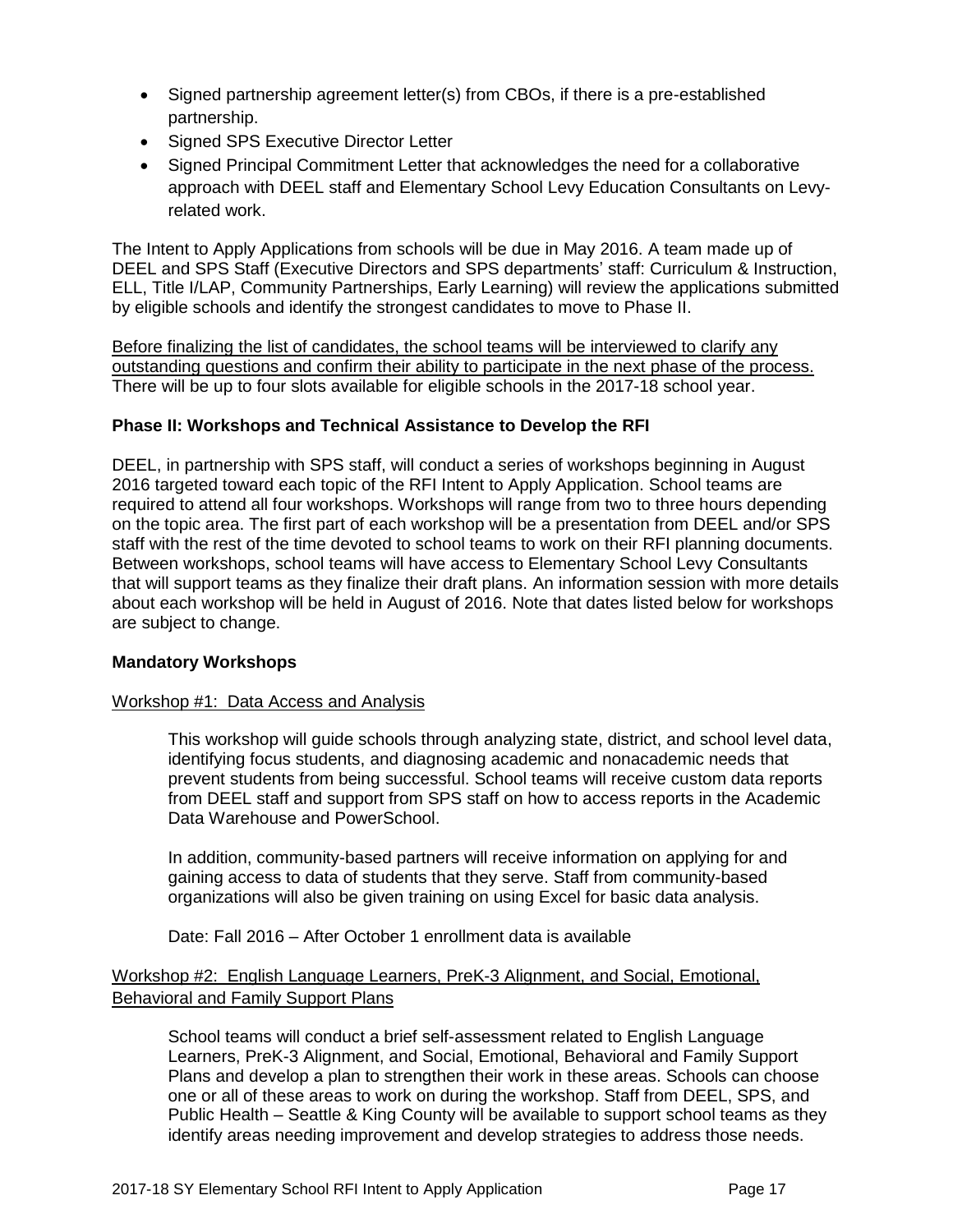- Signed partnership agreement letter(s) from CBOs, if there is a pre-established partnership.
- Signed SPS Executive Director Letter
- Signed Principal Commitment Letter that acknowledges the need for a collaborative approach with DEEL staff and Elementary School Levy Education Consultants on Levy-related work.

The Intent to Apply Applications from schools will be due in May 2016. A team made up of DEEL and SPS Staff (Executive Directors and SPS departments' staff: Curriculum & Instruction, ELL, Title I/LAP, Community Partnerships, Early Learning) will review the applications submitted by eligible schools and identify the strongest candidates to move to Phase II.

<u>Before finalizing the list of candidates, the school teams will be interviewed to clarify any outstanding questions and confirm their ability to participate in the next phase of the process.</u> There will be up to four slots available for eligible schools in the 2017-18 school year.

**Phase II: Workshops and Technical Assistance to Develop the RFI**

DEEL, in partnership with SPS staff, will conduct a series of workshops beginning in August 2016 targeted toward each topic of the RFI Intent to Apply Application. School teams are required to attend all four workshops. Workshops will range from two to three hours depending on the topic area. The first part of each workshop will be a presentation from DEEL and/or SPS staff with the rest of the time devoted to school teams to work on their RFI planning documents. Between workshops, school teams will have access to Elementary School Levy Consultants that will support teams as they finalize their draft plans. An information session with more details about each workshop will be held in August of 2016. Note that dates listed below for workshops are subject to change.

**Mandatory Workshops**

<u>Workshop #1: Data Access and Analysis</u>

> This workshop will guide schools through analyzing state, district, and school level data, identifying focus students, and diagnosing academic and nonacademic needs that prevent students from being successful. School teams will receive custom data reports from DEEL staff and support from SPS staff on how to access reports in the Academic Data Warehouse and PowerSchool.
>
> In addition, community-based partners will receive information on applying for and gaining access to data of students that they serve. Staff from community-based organizations will also be given training on using Excel for basic data analysis.
>
> Date: Fall 2016 – After October 1 enrollment data is available

<u>Workshop #2: English Language Learners, PreK-3 Alignment, and Social, Emotional, Behavioral and Family Support Plans</u>

> School teams will conduct a brief self-assessment related to English Language Learners, PreK-3 Alignment, and Social, Emotional, Behavioral and Family Support Plans and develop a plan to strengthen their work in these areas. Schools can choose one or all of these areas to work on during the workshop. Staff from DEEL, SPS, and Public Health – Seattle & King County will be available to support school teams as they identify areas needing improvement and develop strategies to address those needs.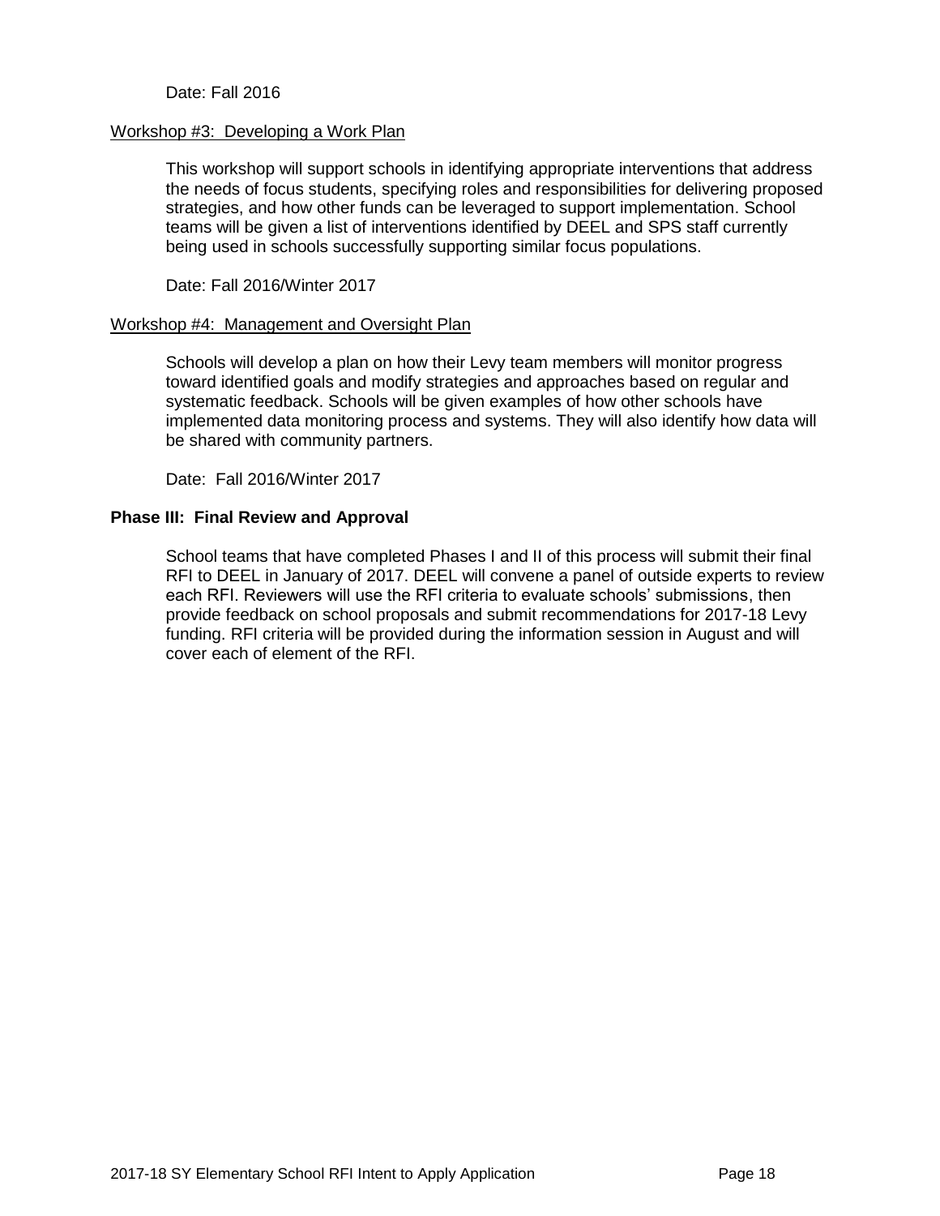Date: Fall 2016

<u>Workshop #3: Developing a Work Plan</u>

This workshop will support schools in identifying appropriate interventions that address the needs of focus students, specifying roles and responsibilities for delivering proposed strategies, and how other funds can be leveraged to support implementation. School teams will be given a list of interventions identified by DEEL and SPS staff currently being used in schools successfully supporting similar focus populations.

Date: Fall 2016/Winter 2017

<u>Workshop #4: Management and Oversight Plan</u>

Schools will develop a plan on how their Levy team members will monitor progress toward identified goals and modify strategies and approaches based on regular and systematic feedback. Schools will be given examples of how other schools have implemented data monitoring process and systems. They will also identify how data will be shared with community partners.

Date: Fall 2016/Winter 2017

**Phase III: Final Review and Approval**

School teams that have completed Phases I and II of this process will submit their final RFI to DEEL in January of 2017. DEEL will convene a panel of outside experts to review each RFI. Reviewers will use the RFI criteria to evaluate schools' submissions, then provide feedback on school proposals and submit recommendations for 2017-18 Levy funding. RFI criteria will be provided during the information session in August and will cover each of element of the RFI.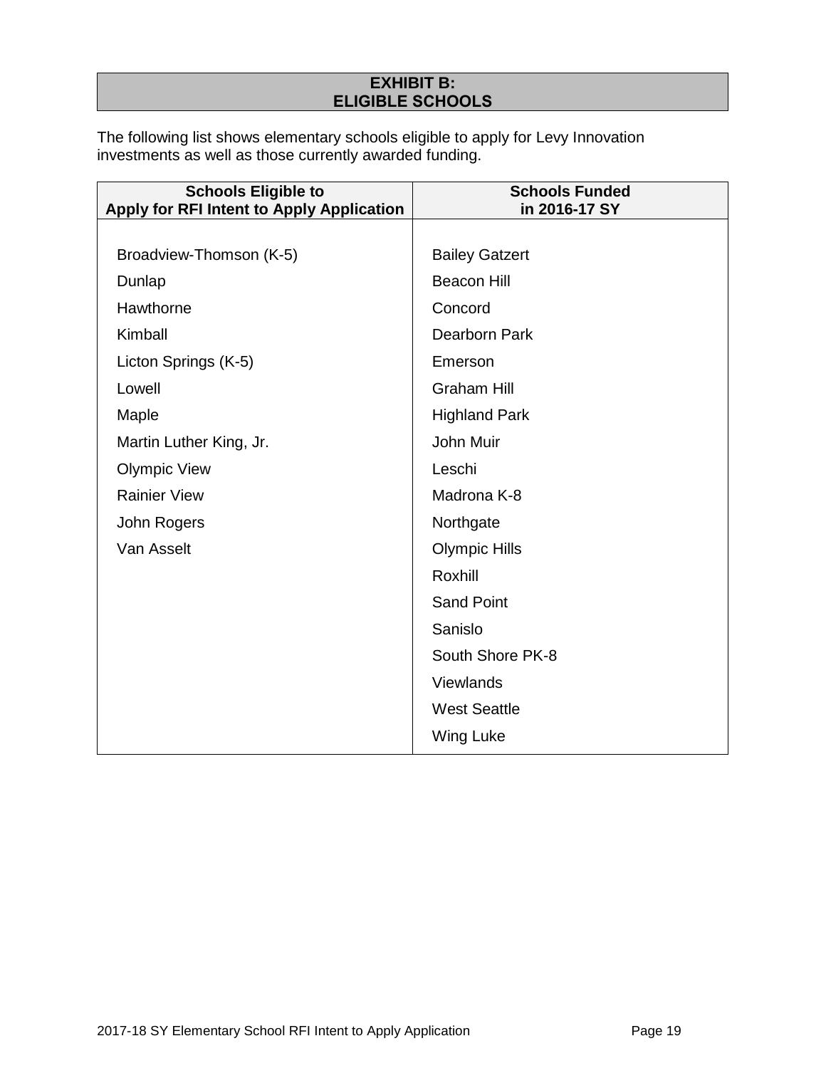## EXHIBIT B:
## ELIGIBLE SCHOOLS

The following list shows elementary schools eligible to apply for Levy Innovation investments as well as those currently awarded funding.

| Schools Eligible to Apply for RFI Intent to Apply Application | Schools Funded in 2016-17 SY |
|---|---|
| Broadview-Thomson (K-5) | Bailey Gatzert |
| Dunlap | Beacon Hill |
| Hawthorne | Concord |
| Kimball | Dearborn Park |
| Licton Springs (K-5) | Emerson |
| Lowell | Graham Hill |
| Maple | Highland Park |
| Martin Luther King, Jr. | John Muir |
| Olympic View | Leschi |
| Rainier View | Madrona K-8 |
| John Rogers | Northgate |
| Van Asselt | Olympic Hills |
| | Roxhill |
| | Sand Point |
| | Sanislo |
| | South Shore PK-8 |
| | Viewlands |
| | West Seattle |
| | Wing Luke |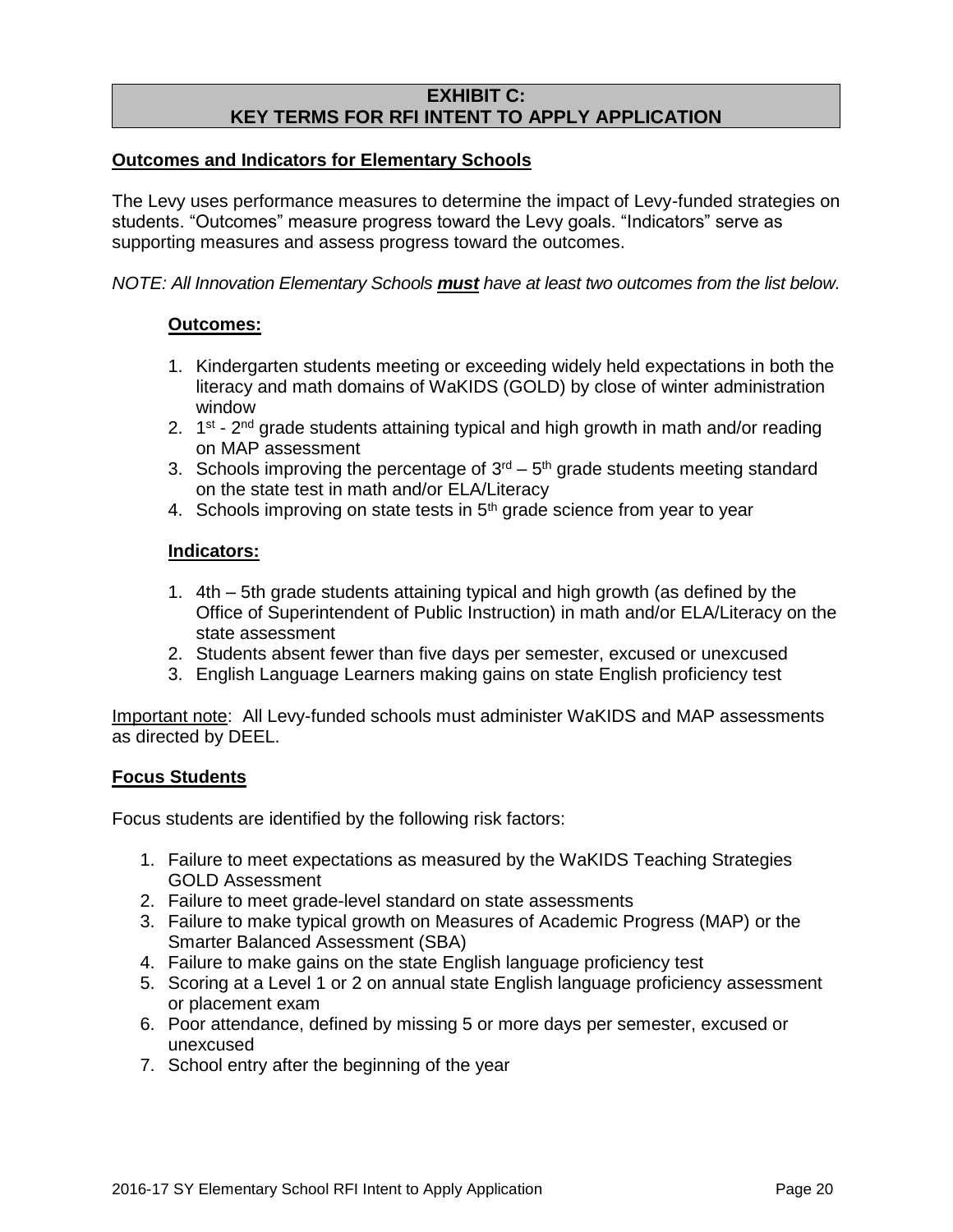## EXHIBIT C:
## KEY TERMS FOR RFI INTENT TO APPLY APPLICATION

**Outcomes and Indicators for Elementary Schools**

The Levy uses performance measures to determine the impact of Levy-funded strategies on students. "Outcomes" measure progress toward the Levy goals. "Indicators" serve as supporting measures and assess progress toward the outcomes.

*NOTE: All Innovation Elementary Schools **must** have at least two outcomes from the list below.*

**Outcomes:**

1. Kindergarten students meeting or exceeding widely held expectations in both the literacy and math domains of WaKIDS (GOLD) by close of winter administration window
2. 1st - 2nd grade students attaining typical and high growth in math and/or reading on MAP assessment
3. Schools improving the percentage of 3rd – 5th grade students meeting standard on the state test in math and/or ELA/Literacy
4. Schools improving on state tests in 5th grade science from year to year

**Indicators:**

1. 4th – 5th grade students attaining typical and high growth (as defined by the Office of Superintendent of Public Instruction) in math and/or ELA/Literacy on the state assessment
2. Students absent fewer than five days per semester, excused or unexcused
3. English Language Learners making gains on state English proficiency test

Important note: All Levy-funded schools must administer WaKIDS and MAP assessments as directed by DEEL.

**Focus Students**

Focus students are identified by the following risk factors:

1. Failure to meet expectations as measured by the WaKIDS Teaching Strategies GOLD Assessment
2. Failure to meet grade-level standard on state assessments
3. Failure to make typical growth on Measures of Academic Progress (MAP) or the Smarter Balanced Assessment (SBA)
4. Failure to make gains on the state English language proficiency test
5. Scoring at a Level 1 or 2 on annual state English language proficiency assessment or placement exam
6. Poor attendance, defined by missing 5 or more days per semester, excused or unexcused
7. School entry after the beginning of the year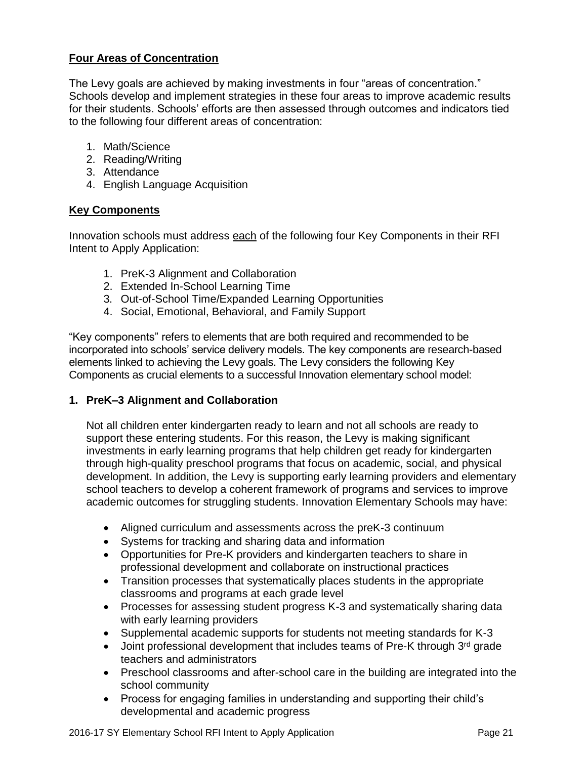## Four Areas of Concentration

The Levy goals are achieved by making investments in four "areas of concentration." Schools develop and implement strategies in these four areas to improve academic results for their students. Schools' efforts are then assessed through outcomes and indicators tied to the following four different areas of concentration:

1. Math/Science
2. Reading/Writing
3. Attendance
4. English Language Acquisition

## Key Components

Innovation schools must address each of the following four Key Components in their RFI Intent to Apply Application:

1. PreK-3 Alignment and Collaboration
2. Extended In-School Learning Time
3. Out-of-School Time/Expanded Learning Opportunities
4. Social, Emotional, Behavioral, and Family Support

"Key components" refers to elements that are both required and recommended to be incorporated into schools' service delivery models. The key components are research-based elements linked to achieving the Levy goals. The Levy considers the following Key Components as crucial elements to a successful Innovation elementary school model:

### 1. PreK–3 Alignment and Collaboration

Not all children enter kindergarten ready to learn and not all schools are ready to support these entering students. For this reason, the Levy is making significant investments in early learning programs that help children get ready for kindergarten through high-quality preschool programs that focus on academic, social, and physical development. In addition, the Levy is supporting early learning providers and elementary school teachers to develop a coherent framework of programs and services to improve academic outcomes for struggling students. Innovation Elementary Schools may have:

- Aligned curriculum and assessments across the preK-3 continuum
- Systems for tracking and sharing data and information
- Opportunities for Pre-K providers and kindergarten teachers to share in professional development and collaborate on instructional practices
- Transition processes that systematically places students in the appropriate classrooms and programs at each grade level
- Processes for assessing student progress K-3 and systematically sharing data with early learning providers
- Supplemental academic supports for students not meeting standards for K-3
- Joint professional development that includes teams of Pre-K through 3rd grade teachers and administrators
- Preschool classrooms and after-school care in the building are integrated into the school community
- Process for engaging families in understanding and supporting their child's developmental and academic progress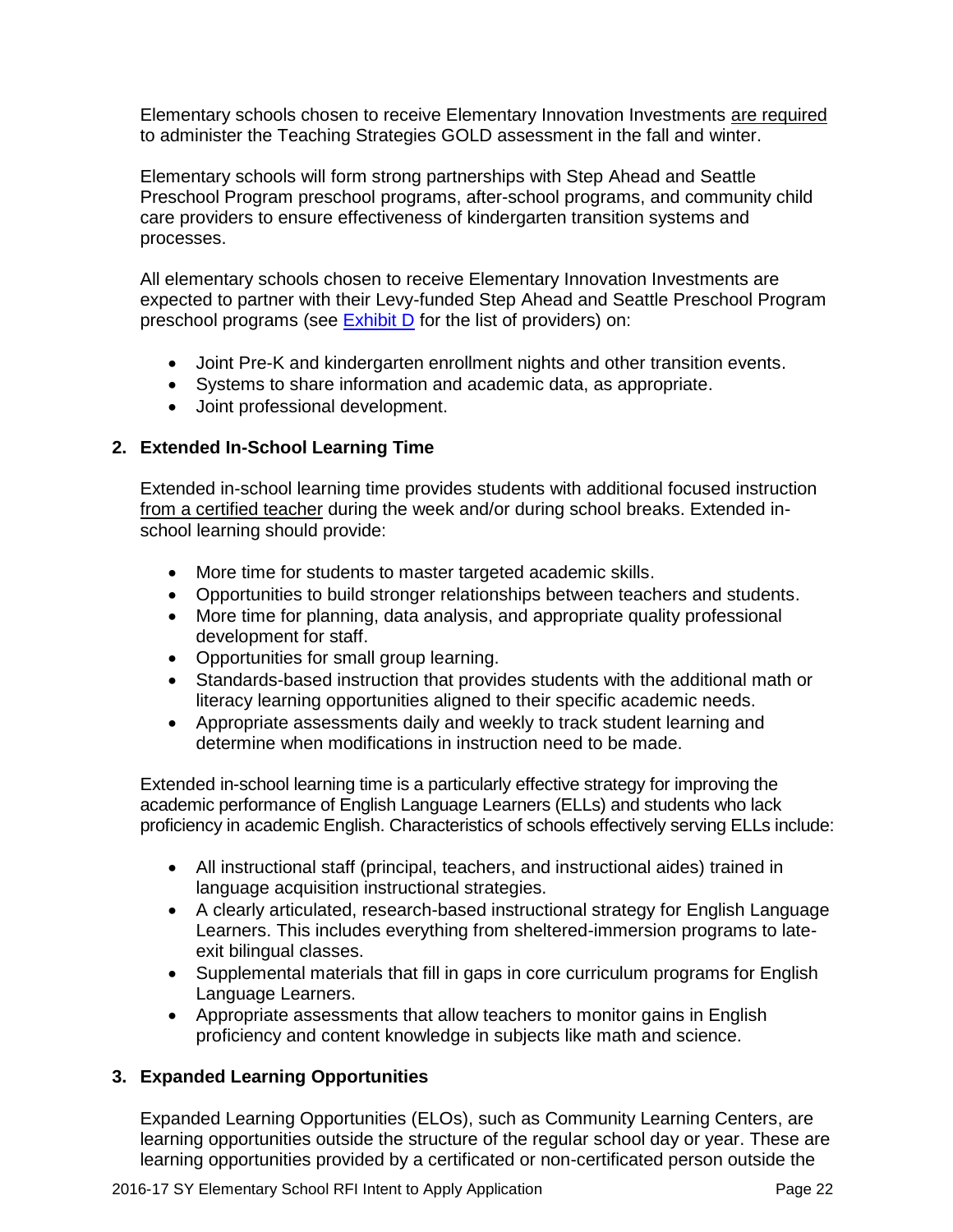Elementary schools chosen to receive Elementary Innovation Investments are required to administer the Teaching Strategies GOLD assessment in the fall and winter.

Elementary schools will form strong partnerships with Step Ahead and Seattle Preschool Program preschool programs, after-school programs, and community child care providers to ensure effectiveness of kindergarten transition systems and processes.

All elementary schools chosen to receive Elementary Innovation Investments are expected to partner with their Levy-funded Step Ahead and Seattle Preschool Program preschool programs (see Exhibit D for the list of providers) on:

- Joint Pre-K and kindergarten enrollment nights and other transition events.
- Systems to share information and academic data, as appropriate.
- Joint professional development.

**2. Extended In-School Learning Time**

Extended in-school learning time provides students with additional focused instruction from a certified teacher during the week and/or during school breaks. Extended in-school learning should provide:

- More time for students to master targeted academic skills.
- Opportunities to build stronger relationships between teachers and students.
- More time for planning, data analysis, and appropriate quality professional development for staff.
- Opportunities for small group learning.
- Standards-based instruction that provides students with the additional math or literacy learning opportunities aligned to their specific academic needs.
- Appropriate assessments daily and weekly to track student learning and determine when modifications in instruction need to be made.

Extended in-school learning time is a particularly effective strategy for improving the academic performance of English Language Learners (ELLs) and students who lack proficiency in academic English. Characteristics of schools effectively serving ELLs include:

- All instructional staff (principal, teachers, and instructional aides) trained in language acquisition instructional strategies.
- A clearly articulated, research-based instructional strategy for English Language Learners. This includes everything from sheltered-immersion programs to late-exit bilingual classes.
- Supplemental materials that fill in gaps in core curriculum programs for English Language Learners.
- Appropriate assessments that allow teachers to monitor gains in English proficiency and content knowledge in subjects like math and science.

**3. Expanded Learning Opportunities**

Expanded Learning Opportunities (ELOs), such as Community Learning Centers, are learning opportunities outside the structure of the regular school day or year. These are learning opportunities provided by a certificated or non-certificated person outside the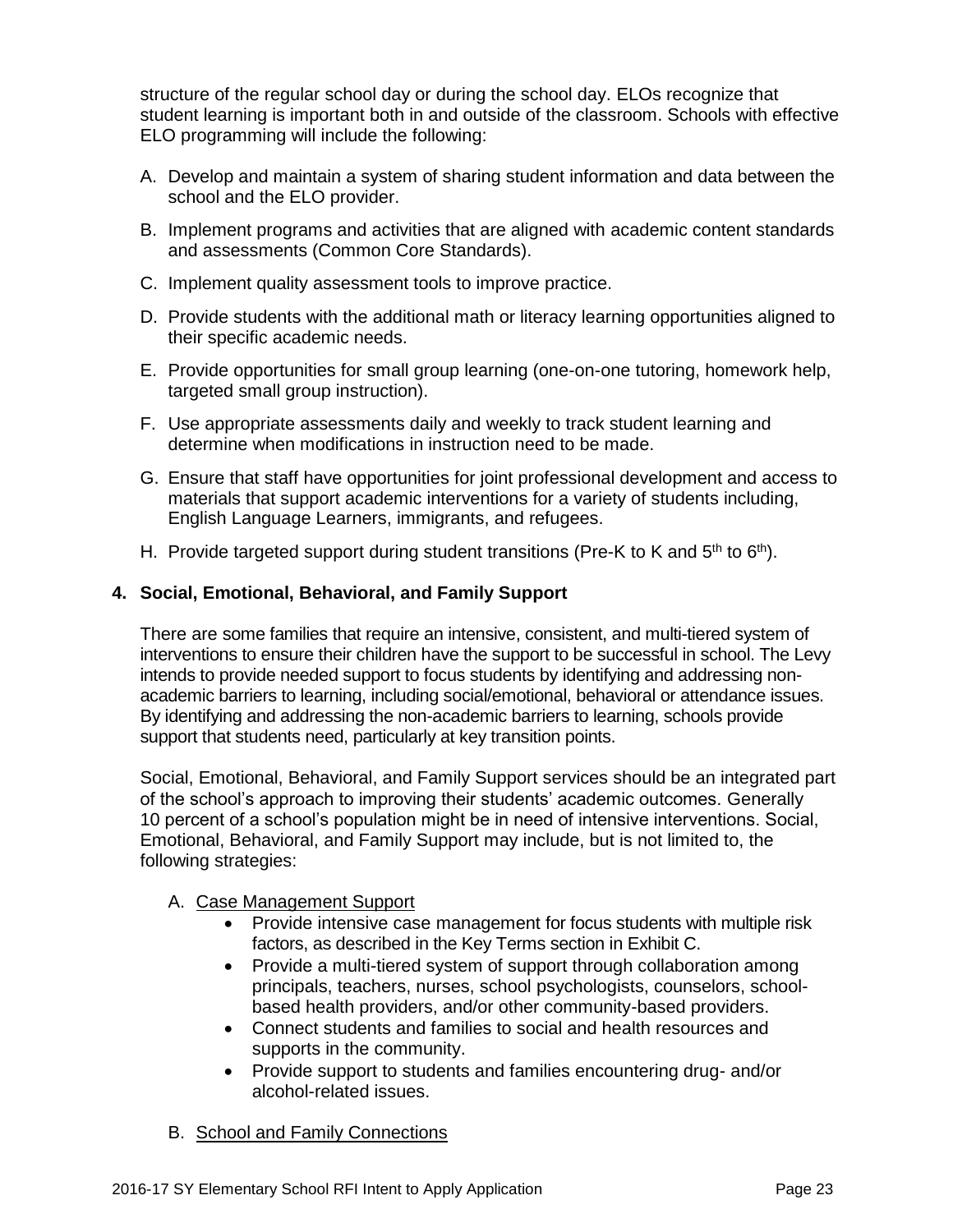structure of the regular school day or during the school day. ELOs recognize that student learning is important both in and outside of the classroom. Schools with effective ELO programming will include the following:

A. Develop and maintain a system of sharing student information and data between the school and the ELO provider.

B. Implement programs and activities that are aligned with academic content standards and assessments (Common Core Standards).

C. Implement quality assessment tools to improve practice.

D. Provide students with the additional math or literacy learning opportunities aligned to their specific academic needs.

E. Provide opportunities for small group learning (one-on-one tutoring, homework help, targeted small group instruction).

F. Use appropriate assessments daily and weekly to track student learning and determine when modifications in instruction need to be made.

G. Ensure that staff have opportunities for joint professional development and access to materials that support academic interventions for a variety of students including, English Language Learners, immigrants, and refugees.

H. Provide targeted support during student transitions (Pre-K to K and 5th to 6th).

**4. Social, Emotional, Behavioral, and Family Support**

There are some families that require an intensive, consistent, and multi-tiered system of interventions to ensure their children have the support to be successful in school. The Levy intends to provide needed support to focus students by identifying and addressing non-academic barriers to learning, including social/emotional, behavioral or attendance issues. By identifying and addressing the non-academic barriers to learning, schools provide support that students need, particularly at key transition points.

Social, Emotional, Behavioral, and Family Support services should be an integrated part of the school's approach to improving their students' academic outcomes. Generally 10 percent of a school's population might be in need of intensive interventions. Social, Emotional, Behavioral, and Family Support may include, but is not limited to, the following strategies:

A. <u>Case Management Support</u>
   - Provide intensive case management for focus students with multiple risk factors, as described in the Key Terms section in Exhibit C.
   - Provide a multi-tiered system of support through collaboration among principals, teachers, nurses, school psychologists, counselors, school-based health providers, and/or other community-based providers.
   - Connect students and families to social and health resources and supports in the community.
   - Provide support to students and families encountering drug- and/or alcohol-related issues.

B. <u>School and Family Connections</u>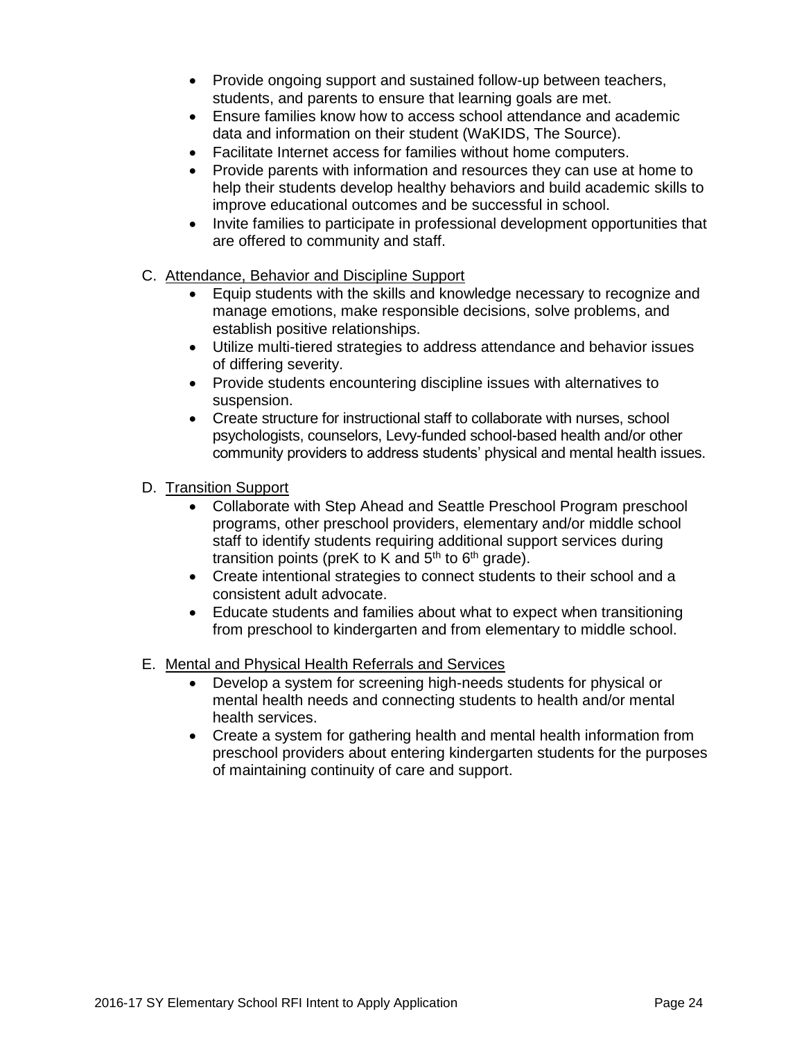- Provide ongoing support and sustained follow-up between teachers, students, and parents to ensure that learning goals are met.
- Ensure families know how to access school attendance and academic data and information on their student (WaKIDS, The Source).
- Facilitate Internet access for families without home computers.
- Provide parents with information and resources they can use at home to help their students develop healthy behaviors and build academic skills to improve educational outcomes and be successful in school.
- Invite families to participate in professional development opportunities that are offered to community and staff.

C. Attendance, Behavior and Discipline Support

- Equip students with the skills and knowledge necessary to recognize and manage emotions, make responsible decisions, solve problems, and establish positive relationships.
- Utilize multi-tiered strategies to address attendance and behavior issues of differing severity.
- Provide students encountering discipline issues with alternatives to suspension.
- Create structure for instructional staff to collaborate with nurses, school psychologists, counselors, Levy-funded school-based health and/or other community providers to address students' physical and mental health issues.

D. Transition Support

- Collaborate with Step Ahead and Seattle Preschool Program preschool programs, other preschool providers, elementary and/or middle school staff to identify students requiring additional support services during transition points (preK to K and 5th to 6th grade).
- Create intentional strategies to connect students to their school and a consistent adult advocate.
- Educate students and families about what to expect when transitioning from preschool to kindergarten and from elementary to middle school.

E. Mental and Physical Health Referrals and Services

- Develop a system for screening high-needs students for physical or mental health needs and connecting students to health and/or mental health services.
- Create a system for gathering health and mental health information from preschool providers about entering kindergarten students for the purposes of maintaining continuity of care and support.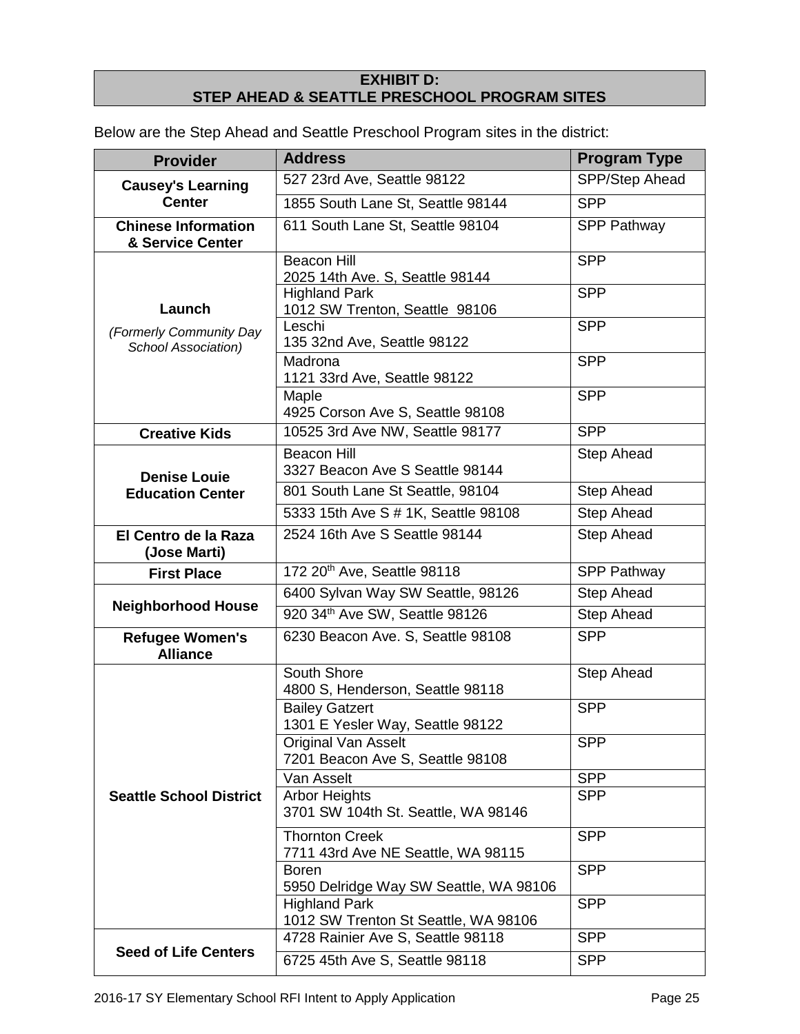## EXHIBIT D:
## STEP AHEAD & SEATTLE PRESCHOOL PROGRAM SITES

Below are the Step Ahead and Seattle Preschool Program sites in the district:

| Provider | Address | Program Type |
|---|---|---|
| **Causey's Learning Center** | 527 23rd Ave, Seattle 98122 | SPP/Step Ahead |
| | 1855 South Lane St, Seattle 98144 | SPP |
| **Chinese Information & Service Center** | 611 South Lane St, Seattle 98104 | SPP Pathway |
| **Launch** *(Formerly Community Day School Association)* | Beacon Hill 2025 14th Ave. S, Seattle 98144 | SPP |
| | Highland Park 1012 SW Trenton, Seattle 98106 | SPP |
| | Leschi 135 32nd Ave, Seattle 98122 | SPP |
| | Madrona 1121 33rd Ave, Seattle 98122 | SPP |
| | Maple 4925 Corson Ave S, Seattle 98108 | SPP |
| **Creative Kids** | 10525 3rd Ave NW, Seattle 98177 | SPP |
| **Denise Louie Education Center** | Beacon Hill 3327 Beacon Ave S Seattle 98144 | Step Ahead |
| | 801 South Lane St Seattle, 98104 | Step Ahead |
| | 5333 15th Ave S # 1K, Seattle 98108 | Step Ahead |
| **El Centro de la Raza (Jose Marti)** | 2524 16th Ave S Seattle 98144 | Step Ahead |
| **First Place** | 172 20th Ave, Seattle 98118 | SPP Pathway |
| **Neighborhood House** | 6400 Sylvan Way SW Seattle, 98126 | Step Ahead |
| | 920 34th Ave SW, Seattle 98126 | Step Ahead |
| **Refugee Women's Alliance** | 6230 Beacon Ave. S, Seattle 98108 | SPP |
| **Seattle School District** | South Shore 4800 S, Henderson, Seattle 98118 | Step Ahead |
| | Bailey Gatzert 1301 E Yesler Way, Seattle 98122 | SPP |
| | Original Van Asselt 7201 Beacon Ave S, Seattle 98108 | SPP |
| | Van Asselt | SPP |
| | Arbor Heights 3701 SW 104th St. Seattle, WA 98146 | SPP |
| | Thornton Creek 7711 43rd Ave NE Seattle, WA 98115 | SPP |
| | Boren 5950 Delridge Way SW Seattle, WA 98106 | SPP |
| | Highland Park 1012 SW Trenton St Seattle, WA 98106 | SPP |
| **Seed of Life Centers** | 4728 Rainier Ave S, Seattle 98118 | SPP |
| | 6725 45th Ave S, Seattle 98118 | SPP |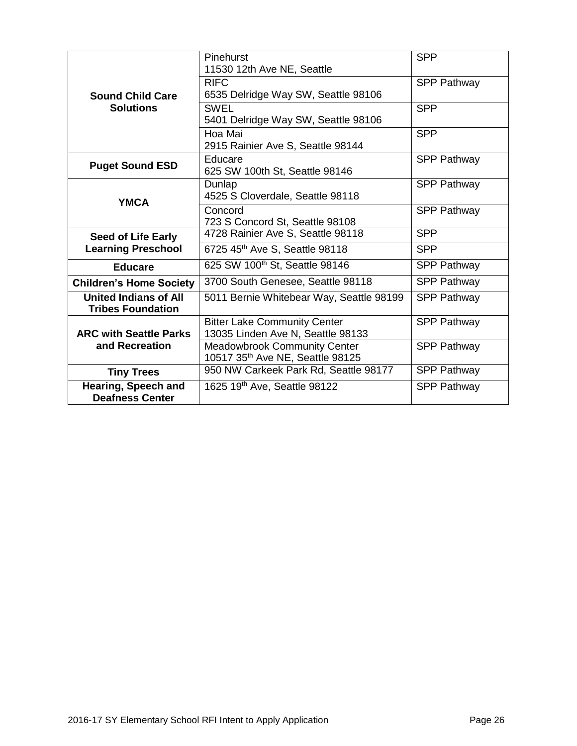| | | |
|---|---|---|
| **Sound Child Care Solutions** | Pinehurst<br>11530 12th Ave NE, Seattle | SPP |
| | RIFC<br>6535 Delridge Way SW, Seattle 98106 | SPP Pathway |
| | SWEL<br>5401 Delridge Way SW, Seattle 98106 | SPP |
| | Hoa Mai<br>2915 Rainier Ave S, Seattle 98144 | SPP |
| **Puget Sound ESD** | Educare<br>625 SW 100th St, Seattle 98146 | SPP Pathway |
| **YMCA** | Dunlap<br>4525 S Cloverdale, Seattle 98118 | SPP Pathway |
| | Concord<br>723 S Concord St, Seattle 98108 | SPP Pathway |
| **Seed of Life Early Learning Preschool** | 4728 Rainier Ave S, Seattle 98118 | SPP |
| | 6725 45th Ave S, Seattle 98118 | SPP |
| **Educare** | 625 SW 100th St, Seattle 98146 | SPP Pathway |
| **Children's Home Society** | 3700 South Genesee, Seattle 98118 | SPP Pathway |
| **United Indians of All Tribes Foundation** | 5011 Bernie Whitebear Way, Seattle 98199 | SPP Pathway |
| **ARC with Seattle Parks and Recreation** | Bitter Lake Community Center<br>13035 Linden Ave N, Seattle 98133 | SPP Pathway |
| | Meadowbrook Community Center<br>10517 35th Ave NE, Seattle 98125 | SPP Pathway |
| **Tiny Trees** | 950 NW Carkeek Park Rd, Seattle 98177 | SPP Pathway |
| **Hearing, Speech and Deafness Center** | 1625 19th Ave, Seattle 98122 | SPP Pathway |